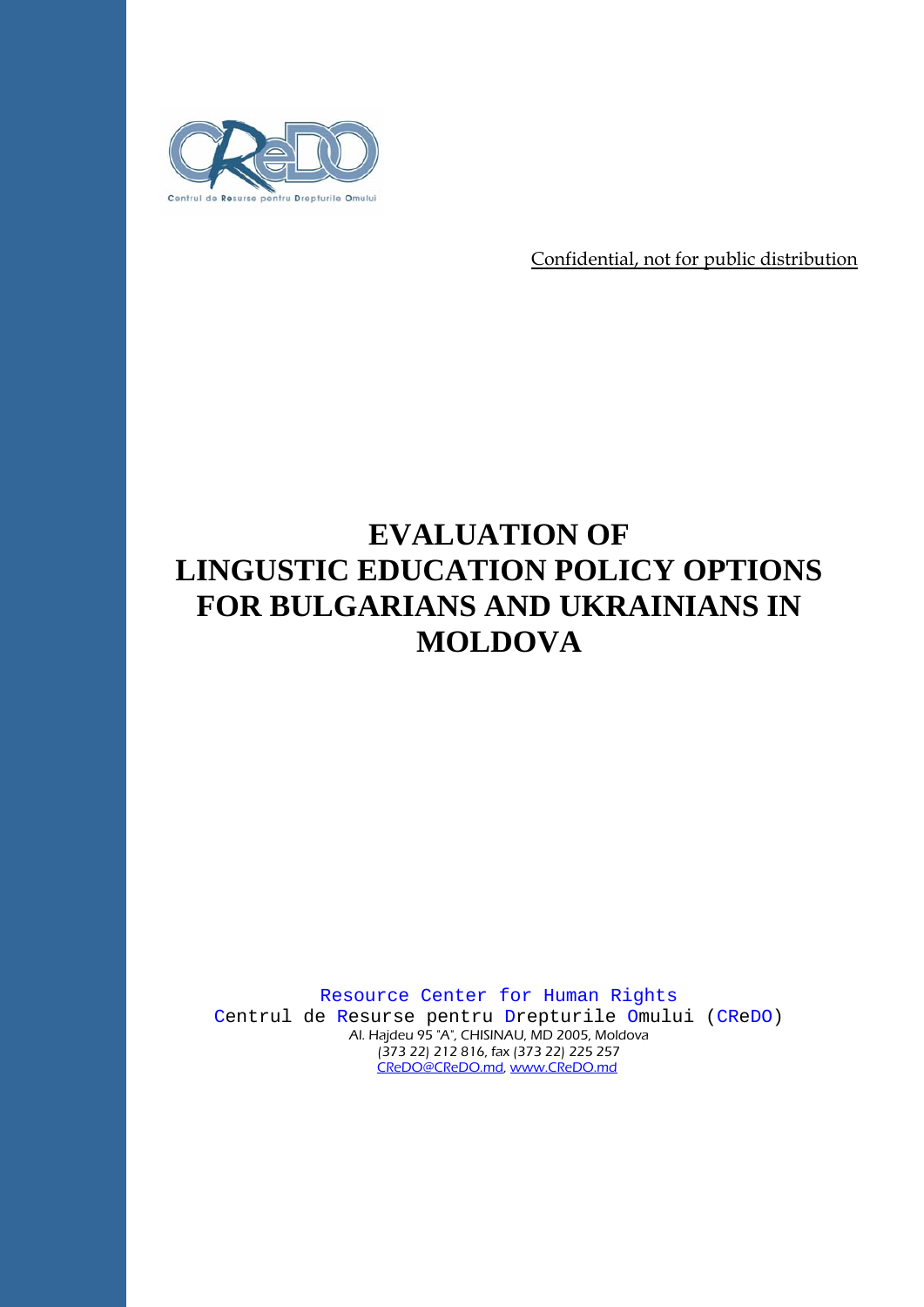Confidential, not for public distribution

# EVALUATION OF LINGUSTIC EDUCATION POLICY OPTIONS FOR BULGARIANS AND UKRAINIANS IN MOLDOVA

Resource Center for Human Rights

Centrul de Resurse pentru Drepturile Omului (CReDO)

Al. Hajdeu 95 "A", CHISINAU, MD 2005, Moldova

(373 22) 212 816, fax (373 22) 225 257

CReDO@CReDO.md, www.CReDO.md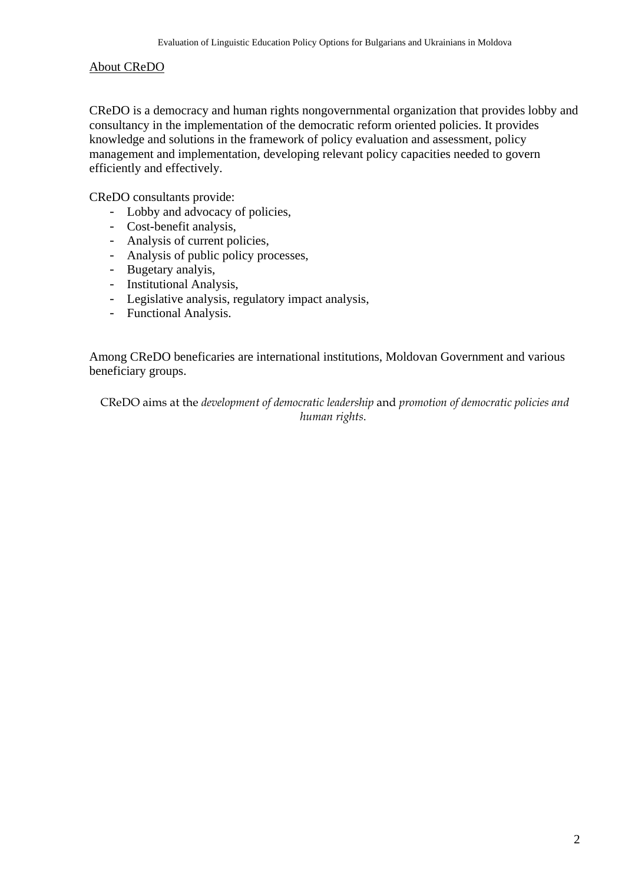## About CReDO

CReDO is a democracy and human rights nongovernmental organization that provides lobby and consultancy in the implementation of the democratic reform oriented policies. It provides knowledge and solutions in the framework of policy evaluation and assessment, policy management and implementation, developing relevant policy capacities needed to govern efficiently and effectively.

CReDO consultants provide:

- Lobby and advocacy of policies,
- Cost-benefit analysis,
- Analysis of current policies,
- Analysis of public policy processes,
- Bugetary analyis,
- Institutional Analysis,
- Legislative analysis, regulatory impact analysis,
- Functional Analysis.

Among CReDO beneficaries are international institutions, Moldovan Government and various beneficiary groups.

CReDO aims at the *development of democratic leadership* and *promotion of democratic policies and human rights.*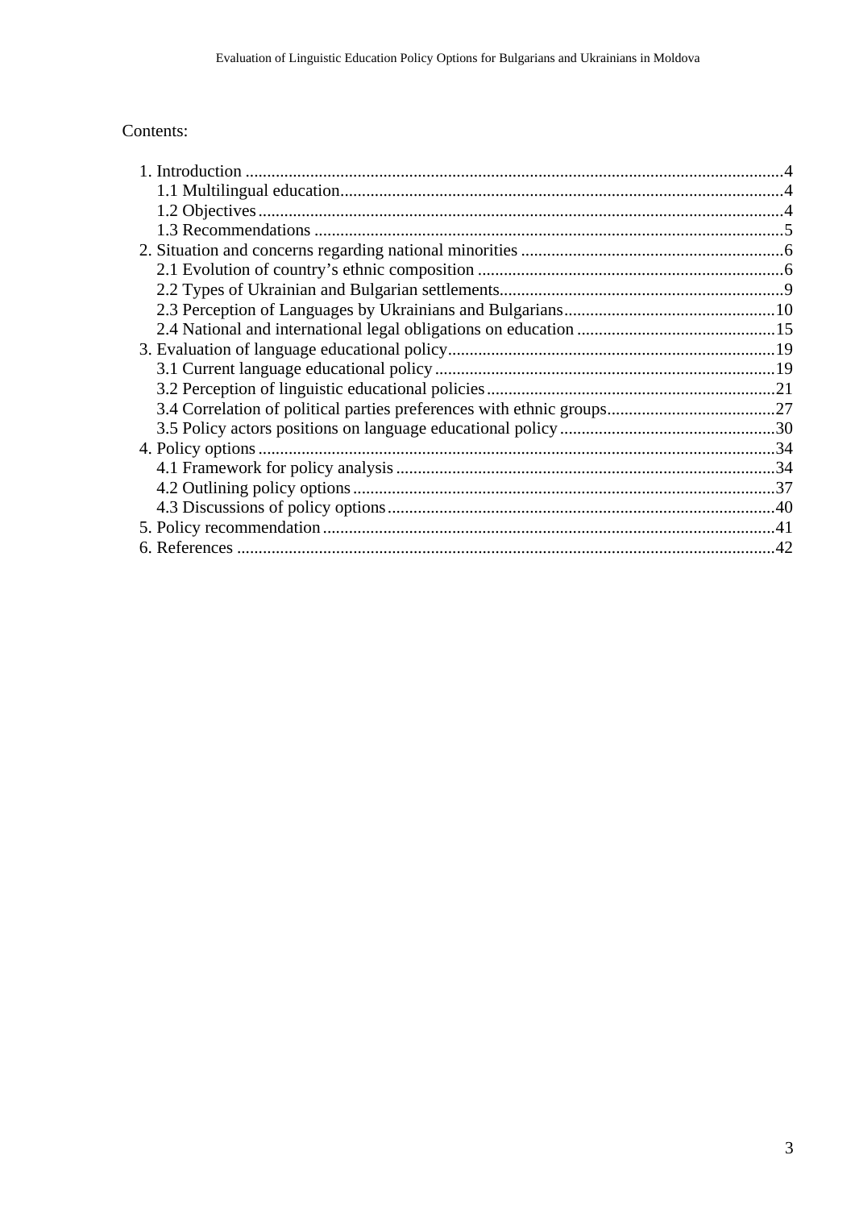Contents:

1. Introduction ....................................................................................................................4
   1.1 Multilingual education.......................................................................................4
   1.2 Objectives..........................................................................................................4
   1.3 Recommendations .............................................................................................5
2. Situation and concerns regarding national minorities ............................................................6
   2.1 Evolution of country's ethnic composition .......................................................6
   2.2 Types of Ukrainian and Bulgarian settlements..................................................9
   2.3 Perception of Languages by Ukrainians and Bulgarians.................................10
   2.4 National and international legal obligations on education .............................15
3. Evaluation of language educational policy............................................................19
   3.1 Current language educational policy...............................................................19
   3.2 Perception of linguistic educational policies...................................................21
   3.4 Correlation of political parties preferences with ethnic groups.......................27
   3.5 Policy actors positions on language educational policy..................................30
4. Policy options........................................................................................................34
   4.1 Framework for policy analysis........................................................................34
   4.2 Outlining policy options..................................................................................37
   4.3 Discussions of policy options..........................................................................40
5. Policy recommendation........................................................................................41
6. References ............................................................................................................42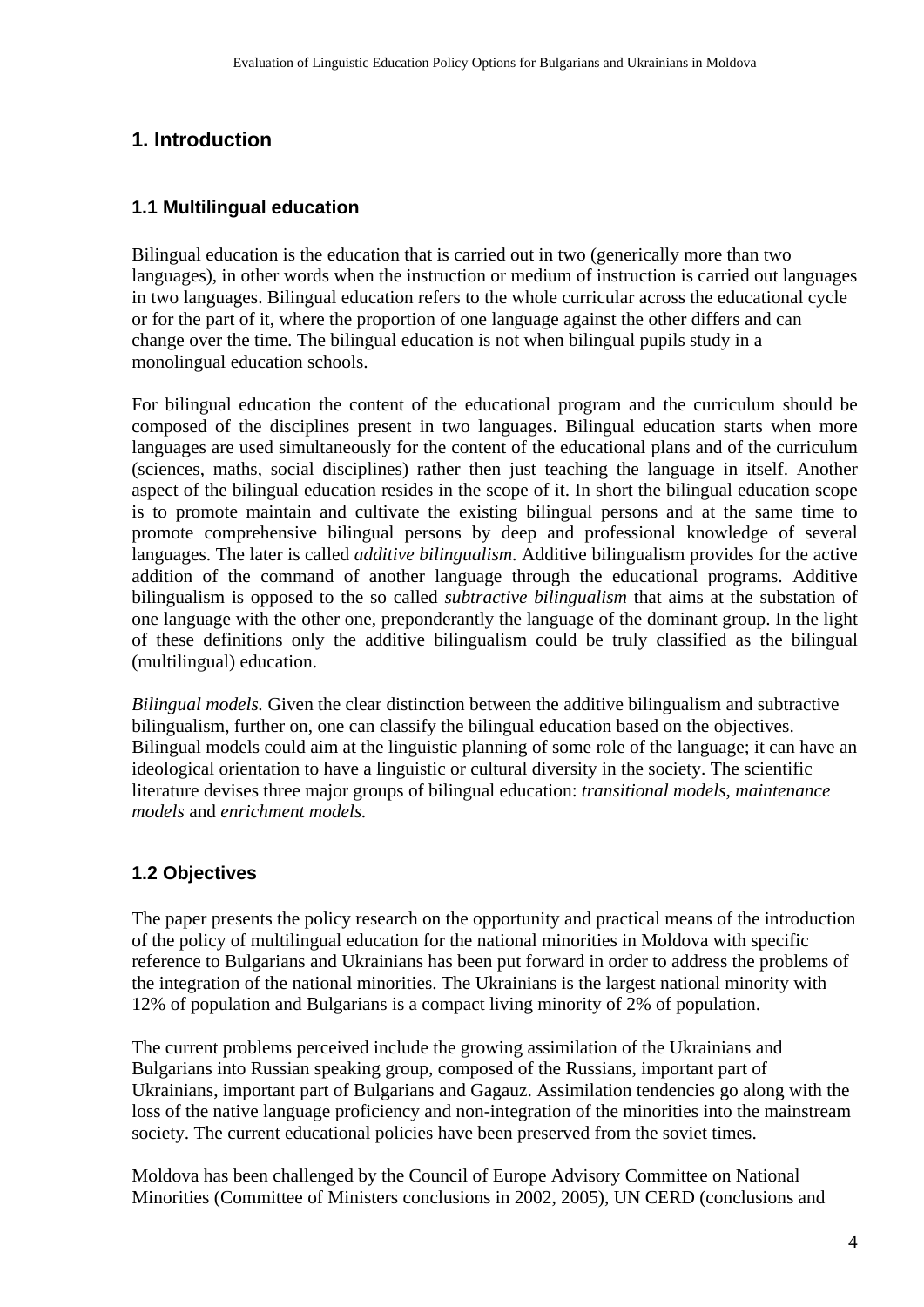# 1. Introduction

## 1.1 Multilingual education

Bilingual education is the education that is carried out in two (generically more than two languages), in other words when the instruction or medium of instruction is carried out languages in two languages. Bilingual education refers to the whole curricular across the educational cycle or for the part of it, where the proportion of one language against the other differs and can change over the time. The bilingual education is not when bilingual pupils study in a monolingual education schools.

For bilingual education the content of the educational program and the curriculum should be composed of the disciplines present in two languages. Bilingual education starts when more languages are used simultaneously for the content of the educational plans and of the curriculum (sciences, maths, social disciplines) rather then just teaching the language in itself. Another aspect of the bilingual education resides in the scope of it. In short the bilingual education scope is to promote maintain and cultivate the existing bilingual persons and at the same time to promote comprehensive bilingual persons by deep and professional knowledge of several languages. The later is called *additive bilingualism*. Additive bilingualism provides for the active addition of the command of another language through the educational programs. Additive bilingualism is opposed to the so called *subtractive bilingualism* that aims at the substation of one language with the other one, preponderantly the language of the dominant group. In the light of these definitions only the additive bilingualism could be truly classified as the bilingual (multilingual) education.

*Bilingual models.* Given the clear distinction between the additive bilingualism and subtractive bilingualism, further on, one can classify the bilingual education based on the objectives. Bilingual models could aim at the linguistic planning of some role of the language; it can have an ideological orientation to have a linguistic or cultural diversity in the society. The scientific literature devises three major groups of bilingual education: *transitional models*, *maintenance models* and *enrichment models.*

## 1.2 Objectives

The paper presents the policy research on the opportunity and practical means of the introduction of the policy of multilingual education for the national minorities in Moldova with specific reference to Bulgarians and Ukrainians has been put forward in order to address the problems of the integration of the national minorities. The Ukrainians is the largest national minority with 12% of population and Bulgarians is a compact living minority of 2% of population.

The current problems perceived include the growing assimilation of the Ukrainians and Bulgarians into Russian speaking group, composed of the Russians, important part of Ukrainians, important part of Bulgarians and Gagauz. Assimilation tendencies go along with the loss of the native language proficiency and non-integration of the minorities into the mainstream society. The current educational policies have been preserved from the soviet times.

Moldova has been challenged by the Council of Europe Advisory Committee on National Minorities (Committee of Ministers conclusions in 2002, 2005), UN CERD (conclusions and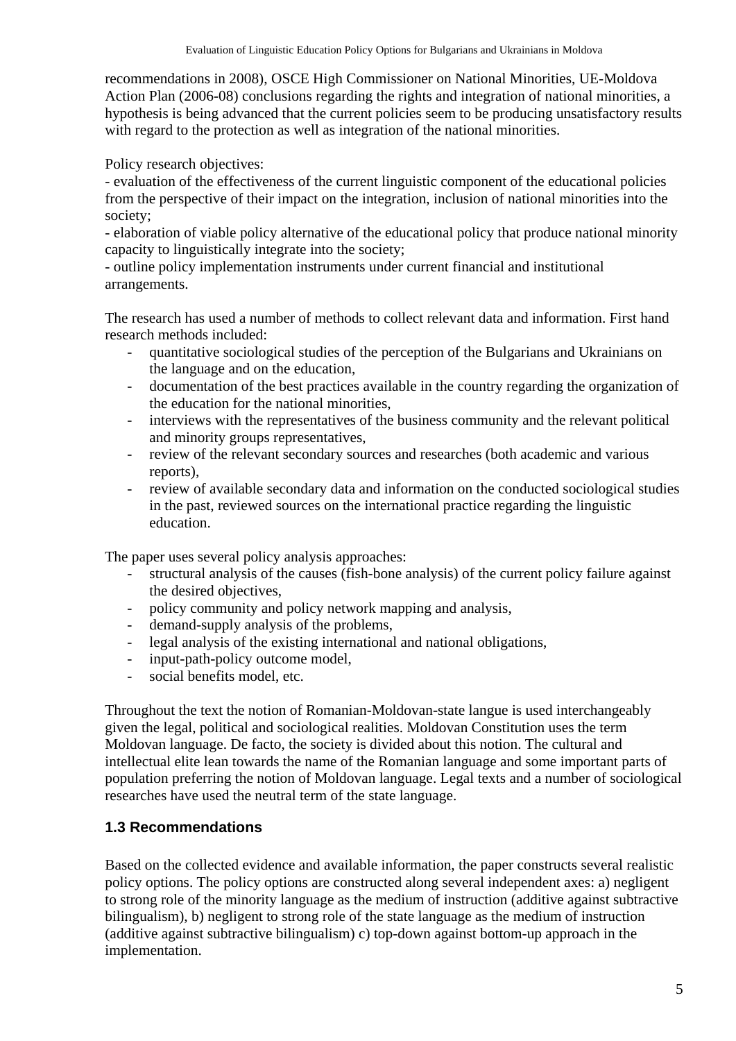recommendations in 2008), OSCE High Commissioner on National Minorities, UE-Moldova Action Plan (2006-08) conclusions regarding the rights and integration of national minorities, a hypothesis is being advanced that the current policies seem to be producing unsatisfactory results with regard to the protection as well as integration of the national minorities.

Policy research objectives:
- evaluation of the effectiveness of the current linguistic component of the educational policies from the perspective of their impact on the integration, inclusion of national minorities into the society;
- elaboration of viable policy alternative of the educational policy that produce national minority capacity to linguistically integrate into the society;
- outline policy implementation instruments under current financial and institutional arrangements.

The research has used a number of methods to collect relevant data and information. First hand research methods included:

- quantitative sociological studies of the perception of the Bulgarians and Ukrainians on the language and on the education,
- documentation of the best practices available in the country regarding the organization of the education for the national minorities,
- interviews with the representatives of the business community and the relevant political and minority groups representatives,
- review of the relevant secondary sources and researches (both academic and various reports),
- review of available secondary data and information on the conducted sociological studies in the past, reviewed sources on the international practice regarding the linguistic education.

The paper uses several policy analysis approaches:

- structural analysis of the causes (fish-bone analysis) of the current policy failure against the desired objectives,
- policy community and policy network mapping and analysis,
- demand-supply analysis of the problems,
- legal analysis of the existing international and national obligations,
- input-path-policy outcome model,
- social benefits model, etc.

Throughout the text the notion of Romanian-Moldovan-state langue is used interchangeably given the legal, political and sociological realities. Moldovan Constitution uses the term Moldovan language. De facto, the society is divided about this notion. The cultural and intellectual elite lean towards the name of the Romanian language and some important parts of population preferring the notion of Moldovan language. Legal texts and a number of sociological researches have used the neutral term of the state language.

### 1.3 Recommendations

Based on the collected evidence and available information, the paper constructs several realistic policy options. The policy options are constructed along several independent axes: a) negligent to strong role of the minority language as the medium of instruction (additive against subtractive bilingualism), b) negligent to strong role of the state language as the medium of instruction (additive against subtractive bilingualism) c) top-down against bottom-up approach in the implementation.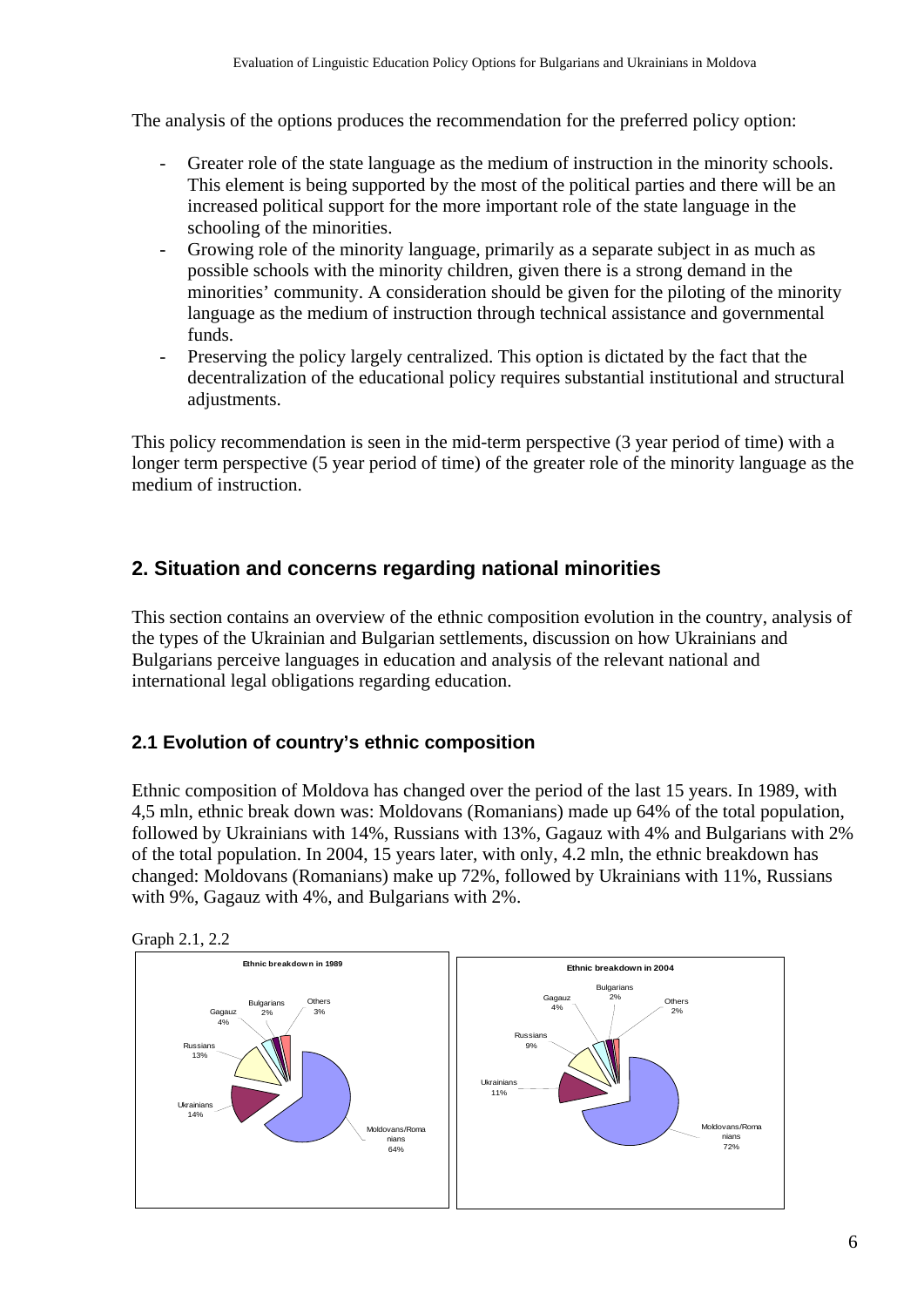The analysis of the options produces the recommendation for the preferred policy option:

- Greater role of the state language as the medium of instruction in the minority schools. This element is being supported by the most of the political parties and there will be an increased political support for the more important role of the state language in the schooling of the minorities.
- Growing role of the minority language, primarily as a separate subject in as much as possible schools with the minority children, given there is a strong demand in the minorities' community. A consideration should be given for the piloting of the minority language as the medium of instruction through technical assistance and governmental funds.
- Preserving the policy largely centralized. This option is dictated by the fact that the decentralization of the educational policy requires substantial institutional and structural adjustments.

This policy recommendation is seen in the mid-term perspective (3 year period of time) with a longer term perspective (5 year period of time) of the greater role of the minority language as the medium of instruction.

## 2. Situation and concerns regarding national minorities

This section contains an overview of the ethnic composition evolution in the country, analysis of the types of the Ukrainian and Bulgarian settlements, discussion on how Ukrainians and Bulgarians perceive languages in education and analysis of the relevant national and international legal obligations regarding education.

### 2.1 Evolution of country's ethnic composition

Ethnic composition of Moldova has changed over the period of the last 15 years. In 1989, with 4,5 mln, ethnic break down was: Moldovans (Romanians) made up 64% of the total population, followed by Ukrainians with 14%, Russians with 13%, Gagauz with 4% and Bulgarians with 2% of the total population. In 2004, 15 years later, with only, 4.2 mln, the ethnic breakdown has changed: Moldovans (Romanians) make up 72%, followed by Ukrainians with 11%, Russians with 9%, Gagauz with 4%, and Bulgarians with 2%.

Graph 2.1, 2.2

**Ethnic breakdown in 1989**

| Group | Share |
|---|---|
| Moldovans/Romanians | 64% |
| Ukrainians | 14% |
| Russians | 13% |
| Gagauz | 4% |
| Bulgarians | 2% |
| Others | 3% |

**Ethnic breakdown in 2004**

| Group | Share |
|---|---|
| Moldovans/Romanians | 72% |
| Ukrainians | 11% |
| Russians | 9% |
| Gagauz | 4% |
| Bulgarians | 2% |
| Others | 2% |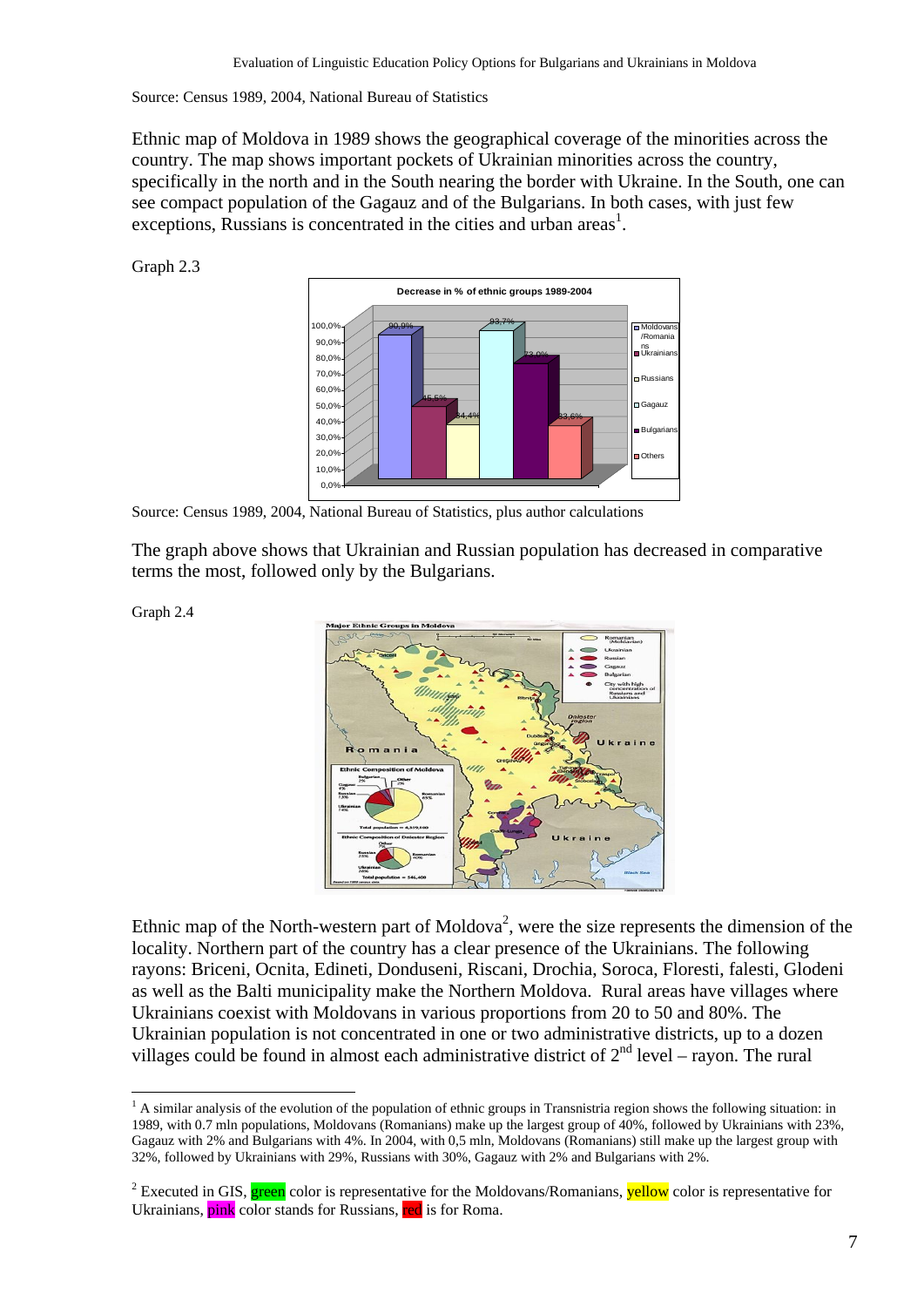Source: Census 1989, 2004, National Bureau of Statistics

Ethnic map of Moldova in 1989 shows the geographical coverage of the minorities across the country. The map shows important pockets of Ukrainian minorities across the country, specifically in the north and in the South nearing the border with Ukraine. In the South, one can see compact population of the Gagauz and of the Bulgarians. In both cases, with just few exceptions, Russians is concentrated in the cities and urban areas[1].

Graph 2.3

Source: Census 1989, 2004, National Bureau of Statistics, plus author calculations

The graph above shows that Ukrainian and Russian population has decreased in comparative terms the most, followed only by the Bulgarians.

Graph 2.4

Ethnic map of the North-western part of Moldova[2], were the size represents the dimension of the locality. Northern part of the country has a clear presence of the Ukrainians. The following rayons: Briceni, Ocnita, Edineti, Donduseni, Riscani, Drochia, Soroca, Floresti, falesti, Glodeni as well as the Balti municipality make the Northern Moldova. Rural areas have villages where Ukrainians coexist with Moldovans in various proportions from 20 to 50 and 80%. The Ukrainian population is not concentrated in one or two administrative districts, up to a dozen villages could be found in almost each administrative district of 2[nd] level – rayon. The rural

[1] A similar analysis of the evolution of the population of ethnic groups in Transnistria region shows the following situation: in 1989, with 0.7 mln populations, Moldovans (Romanians) make up the largest group of 40%, followed by Ukrainians with 23%, Gagauz with 2% and Bulgarians with 4%. In 2004, with 0,5 mln, Moldovans (Romanians) still make up the largest group with 32%, followed by Ukrainians with 29%, Russians with 30%, Gagauz with 2% and Bulgarians with 2%.

[2] Executed in GIS, green color is representative for the Moldovans/Romanians, yellow color is representative for Ukrainians, pink color stands for Russians, red is for Roma.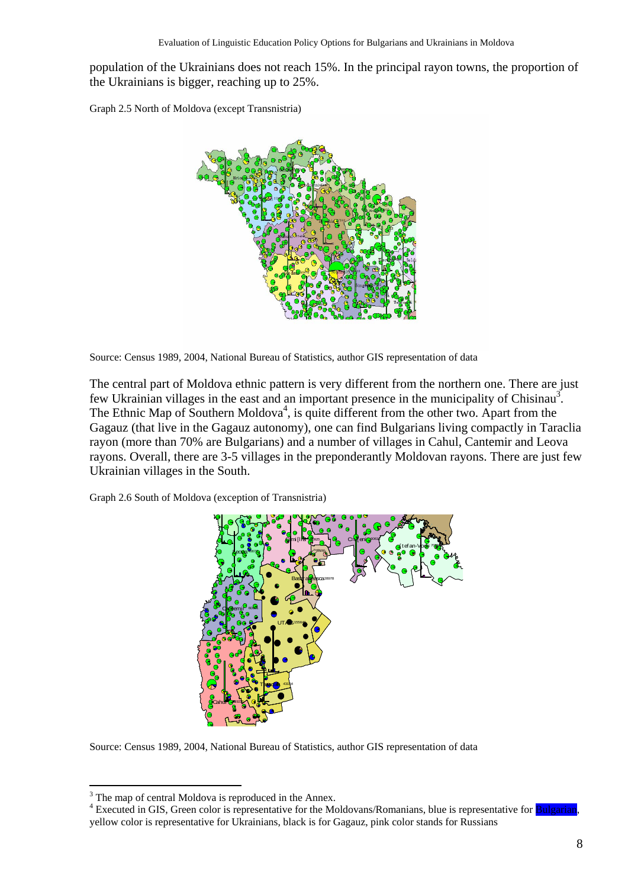population of the Ukrainians does not reach 15%. In the principal rayon towns, the proportion of the Ukrainians is bigger, reaching up to 25%.

Graph 2.5 North of Moldova (except Transnistria)

Source: Census 1989, 2004, National Bureau of Statistics, author GIS representation of data

The central part of Moldova ethnic pattern is very different from the northern one. There are just few Ukrainian villages in the east and an important presence in the municipality of Chisinau[3]. The Ethnic Map of Southern Moldova[4], is quite different from the other two. Apart from the Gagauz (that live in the Gagauz autonomy), one can find Bulgarians living compactly in Taraclia rayon (more than 70% are Bulgarians) and a number of villages in Cahul, Cantemir and Leova rayons. Overall, there are 3-5 villages in the preponderantly Moldovan rayons. There are just few Ukrainian villages in the South.

Graph 2.6 South of Moldova (exception of Transnistria)

Source: Census 1989, 2004, National Bureau of Statistics, author GIS representation of data

[3] The map of central Moldova is reproduced in the Annex.

[4] Executed in GIS, Green color is representative for the Moldovans/Romanians, blue is representative for Bulgarian, yellow color is representative for Ukrainians, black is for Gagauz, pink color stands for Russians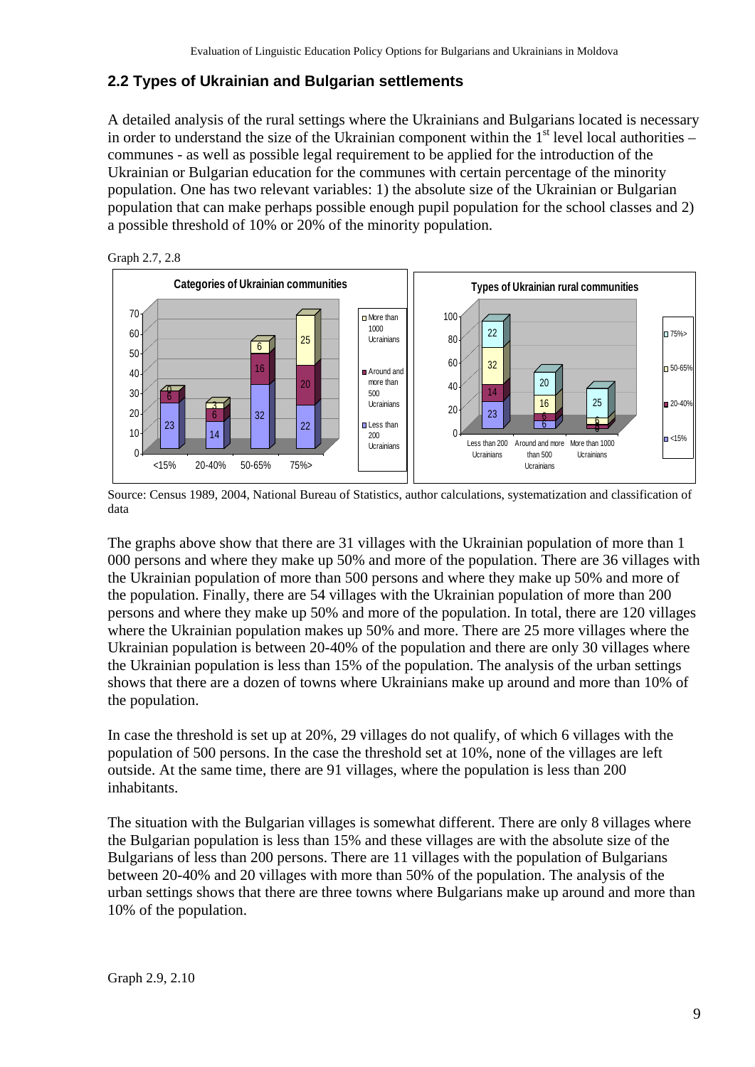## 2.2 Types of Ukrainian and Bulgarian settlements

A detailed analysis of the rural settings where the Ukrainians and Bulgarians located is necessary in order to understand the size of the Ukrainian component within the 1st level local authorities – communes - as well as possible legal requirement to be applied for the introduction of the Ukrainian or Bulgarian education for the communes with certain percentage of the minority population. One has two relevant variables: 1) the absolute size of the Ukrainian or Bulgarian population that can make perhaps possible enough pupil population for the school classes and 2) a possible threshold of 10% or 20% of the minority population.

Graph 2.7, 2.8

**Categories of Ukrainian communities**

**Types of Ukrainian rural communities**

Source: Census 1989, 2004, National Bureau of Statistics, author calculations, systematization and classification of data

The graphs above show that there are 31 villages with the Ukrainian population of more than 1 000 persons and where they make up 50% and more of the population. There are 36 villages with the Ukrainian population of more than 500 persons and where they make up 50% and more of the population. Finally, there are 54 villages with the Ukrainian population of more than 200 persons and where they make up 50% and more of the population. In total, there are 120 villages where the Ukrainian population makes up 50% and more. There are 25 more villages where the Ukrainian population is between 20-40% of the population and there are only 30 villages where the Ukrainian population is less than 15% of the population. The analysis of the urban settings shows that there are a dozen of towns where Ukrainians make up around and more than 10% of the population.

In case the threshold is set up at 20%, 29 villages do not qualify, of which 6 villages with the population of 500 persons. In the case the threshold set at 10%, none of the villages are left outside. At the same time, there are 91 villages, where the population is less than 200 inhabitants.

The situation with the Bulgarian villages is somewhat different. There are only 8 villages where the Bulgarian population is less than 15% and these villages are with the absolute size of the Bulgarians of less than 200 persons. There are 11 villages with the population of Bulgarians between 20-40% and 20 villages with more than 50% of the population. The analysis of the urban settings shows that there are three towns where Bulgarians make up around and more than 10% of the population.

Graph 2.9, 2.10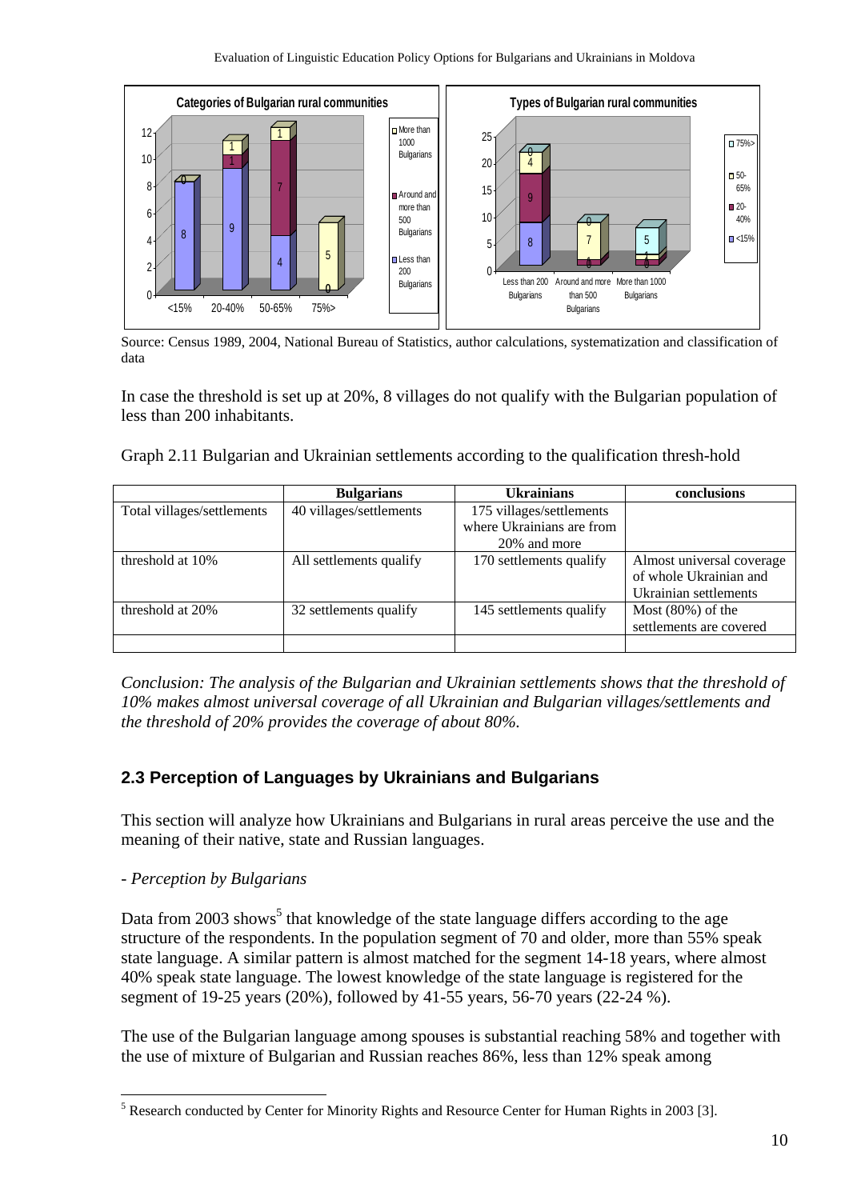Source: Census 1989, 2004, National Bureau of Statistics, author calculations, systematization and classification of data

In case the threshold is set up at 20%, 8 villages do not qualify with the Bulgarian population of less than 200 inhabitants.

Graph 2.11 Bulgarian and Ukrainian settlements according to the qualification thresh-hold

| | Bulgarians | Ukrainians | conclusions |
|---|---|---|---|
| Total villages/settlements | 40 villages/settlements | 175 villages/settlements where Ukrainians are from 20% and more | |
| threshold at 10% | All settlements qualify | 170 settlements qualify | Almost universal coverage of whole Ukrainian and Ukrainian settlements |
| threshold at 20% | 32 settlements qualify | 145 settlements qualify | Most (80%) of the settlements are covered |
| | | | |

*Conclusion: The analysis of the Bulgarian and Ukrainian settlements shows that the threshold of 10% makes almost universal coverage of all Ukrainian and Bulgarian villages/settlements and the threshold of 20% provides the coverage of about 80%.*

## 2.3 Perception of Languages by Ukrainians and Bulgarians

This section will analyze how Ukrainians and Bulgarians in rural areas perceive the use and the meaning of their native, state and Russian languages.

*- Perception by Bulgarians*

Data from 2003 shows[5] that knowledge of the state language differs according to the age structure of the respondents. In the population segment of 70 and older, more than 55% speak state language. A similar pattern is almost matched for the segment 14-18 years, where almost 40% speak state language. The lowest knowledge of the state language is registered for the segment of 19-25 years (20%), followed by 41-55 years, 56-70 years (22-24 %).

The use of the Bulgarian language among spouses is substantial reaching 58% and together with the use of mixture of Bulgarian and Russian reaches 86%, less than 12% speak among

[5] Research conducted by Center for Minority Rights and Resource Center for Human Rights in 2003 [3].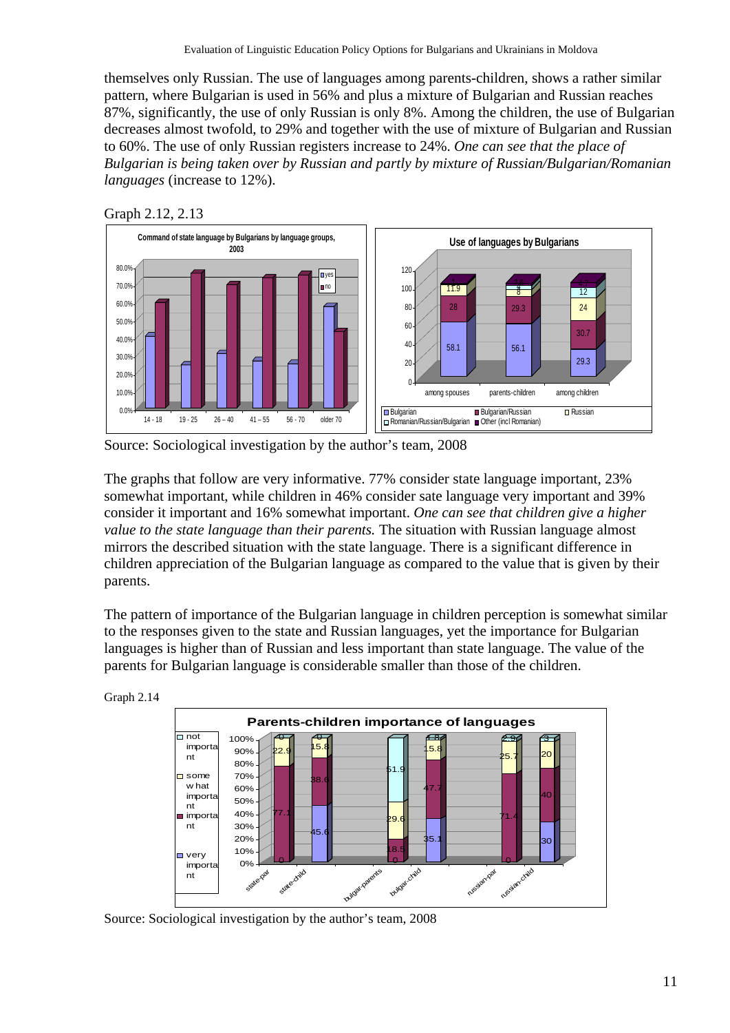themselves only Russian. The use of languages among parents-children, shows a rather similar pattern, where Bulgarian is used in 56% and plus a mixture of Bulgarian and Russian reaches 87%, significantly, the use of only Russian is only 8%. Among the children, the use of Bulgarian decreases almost twofold, to 29% and together with the use of mixture of Bulgarian and Russian to 60%. The use of only Russian registers increase to 24%. *One can see that the place of Bulgarian is being taken over by Russian and partly by mixture of Russian/Bulgarian/Romanian languages* (increase to 12%).

Graph 2.12, 2.13

Source: Sociological investigation by the author's team, 2008

The graphs that follow are very informative. 77% consider state language important, 23% somewhat important, while children in 46% consider sate language very important and 39% consider it important and 16% somewhat important. *One can see that children give a higher value to the state language than their parents.* The situation with Russian language almost mirrors the described situation with the state language. There is a significant difference in children appreciation of the Bulgarian language as compared to the value that is given by their parents.

The pattern of importance of the Bulgarian language in children perception is somewhat similar to the responses given to the state and Russian languages, yet the importance for Bulgarian languages is higher than of Russian and less important than state language. The value of the parents for Bulgarian language is considerable smaller than those of the children.

Graph 2.14

Source: Sociological investigation by the author's team, 2008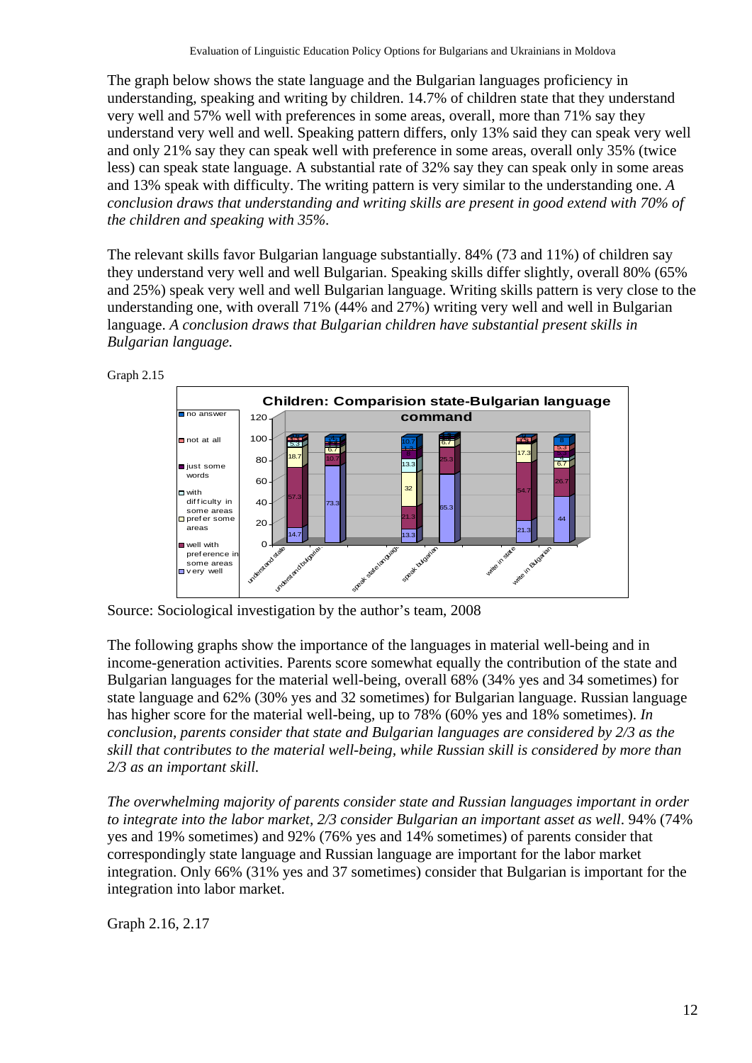The graph below shows the state language and the Bulgarian languages proficiency in understanding, speaking and writing by children. 14.7% of children state that they understand very well and 57% well with preferences in some areas, overall, more than 71% say they understand very well and well. Speaking pattern differs, only 13% said they can speak very well and only 21% say they can speak well with preference in some areas, overall only 35% (twice less) can speak state language. A substantial rate of 32% say they can speak only in some areas and 13% speak with difficulty. The writing pattern is very similar to the understanding one. *A conclusion draws that understanding and writing skills are present in good extend with 70% of the children and speaking with 35%.*

The relevant skills favor Bulgarian language substantially. 84% (73 and 11%) of children say they understand very well and well Bulgarian. Speaking skills differ slightly, overall 80% (65% and 25%) speak very well and well Bulgarian language. Writing skills pattern is very close to the understanding one, with overall 71% (44% and 27%) writing very well and well in Bulgarian language. *A conclusion draws that Bulgarian children have substantial present skills in Bulgarian language.*

Graph 2.15

Source: Sociological investigation by the author's team, 2008

The following graphs show the importance of the languages in material well-being and in income-generation activities. Parents score somewhat equally the contribution of the state and Bulgarian languages for the material well-being, overall 68% (34% yes and 34 sometimes) for state language and 62% (30% yes and 32 sometimes) for Bulgarian language. Russian language has higher score for the material well-being, up to 78% (60% yes and 18% sometimes). *In conclusion, parents consider that state and Bulgarian languages are considered by 2/3 as the skill that contributes to the material well-being, while Russian skill is considered by more than 2/3 as an important skill.*

*The overwhelming majority of parents consider state and Russian languages important in order to integrate into the labor market, 2/3 consider Bulgarian an important asset as well*. 94% (74% yes and 19% sometimes) and 92% (76% yes and 14% sometimes) of parents consider that correspondingly state language and Russian language are important for the labor market integration. Only 66% (31% yes and 37 sometimes) consider that Bulgarian is important for the integration into labor market.

Graph 2.16, 2.17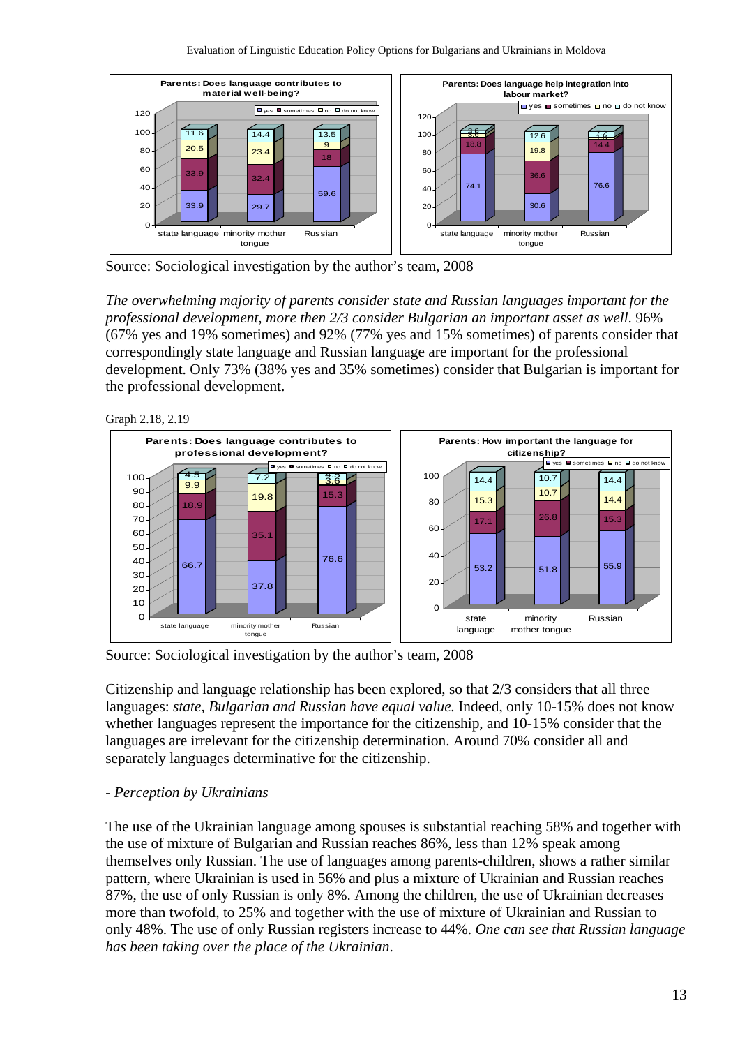Source: Sociological investigation by the author's team, 2008

*The overwhelming majority of parents consider state and Russian languages important for the professional development, more then 2/3 consider Bulgarian an important asset as well.* 96% (67% yes and 19% sometimes) and 92% (77% yes and 15% sometimes) of parents consider that correspondingly state language and Russian language are important for the professional development. Only 73% (38% yes and 35% sometimes) consider that Bulgarian is important for the professional development.

Graph 2.18, 2.19

Source: Sociological investigation by the author's team, 2008

Citizenship and language relationship has been explored, so that 2/3 considers that all three languages: *state, Bulgarian and Russian have equal value.* Indeed, only 10-15% does not know whether languages represent the importance for the citizenship, and 10-15% consider that the languages are irrelevant for the citizenship determination. Around 70% consider all and separately languages determinative for the citizenship.

*- Perception by Ukrainians*

The use of the Ukrainian language among spouses is substantial reaching 58% and together with the use of mixture of Bulgarian and Russian reaches 86%, less than 12% speak among themselves only Russian. The use of languages among parents-children, shows a rather similar pattern, where Ukrainian is used in 56% and plus a mixture of Ukrainian and Russian reaches 87%, the use of only Russian is only 8%. Among the children, the use of Ukrainian decreases more than twofold, to 25% and together with the use of mixture of Ukrainian and Russian to only 48%. The use of only Russian registers increase to 44%. *One can see that Russian language has been taking over the place of the Ukrainian.*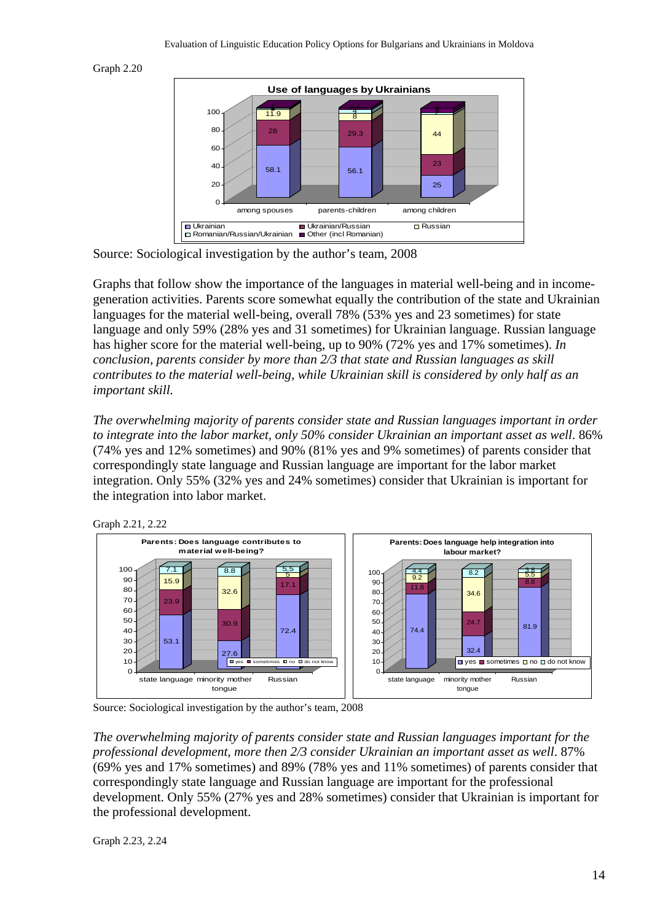Graph 2.20

Source: Sociological investigation by the author's team, 2008

Graphs that follow show the importance of the languages in material well-being and in income-generation activities. Parents score somewhat equally the contribution of the state and Ukrainian languages for the material well-being, overall 78% (53% yes and 23 sometimes) for state language and only 59% (28% yes and 31 sometimes) for Ukrainian language. Russian language has higher score for the material well-being, up to 90% (72% yes and 17% sometimes). *In conclusion, parents consider by more than 2/3 that state and Russian languages as skill contributes to the material well-being, while Ukrainian skill is considered by only half as an important skill.*

*The overwhelming majority of parents consider state and Russian languages important in order to integrate into the labor market, only 50% consider Ukrainian an important asset as well.* 86% (74% yes and 12% sometimes) and 90% (81% yes and 9% sometimes) of parents consider that correspondingly state language and Russian language are important for the labor market integration. Only 55% (32% yes and 24% sometimes) consider that Ukrainian is important for the integration into labor market.

Graph 2.21, 2.22

Source: Sociological investigation by the author's team, 2008

*The overwhelming majority of parents consider state and Russian languages important for the professional development, more then 2/3 consider Ukrainian an important asset as well.* 87% (69% yes and 17% sometimes) and 89% (78% yes and 11% sometimes) of parents consider that correspondingly state language and Russian language are important for the professional development. Only 55% (27% yes and 28% sometimes) consider that Ukrainian is important for the professional development.

Graph 2.23, 2.24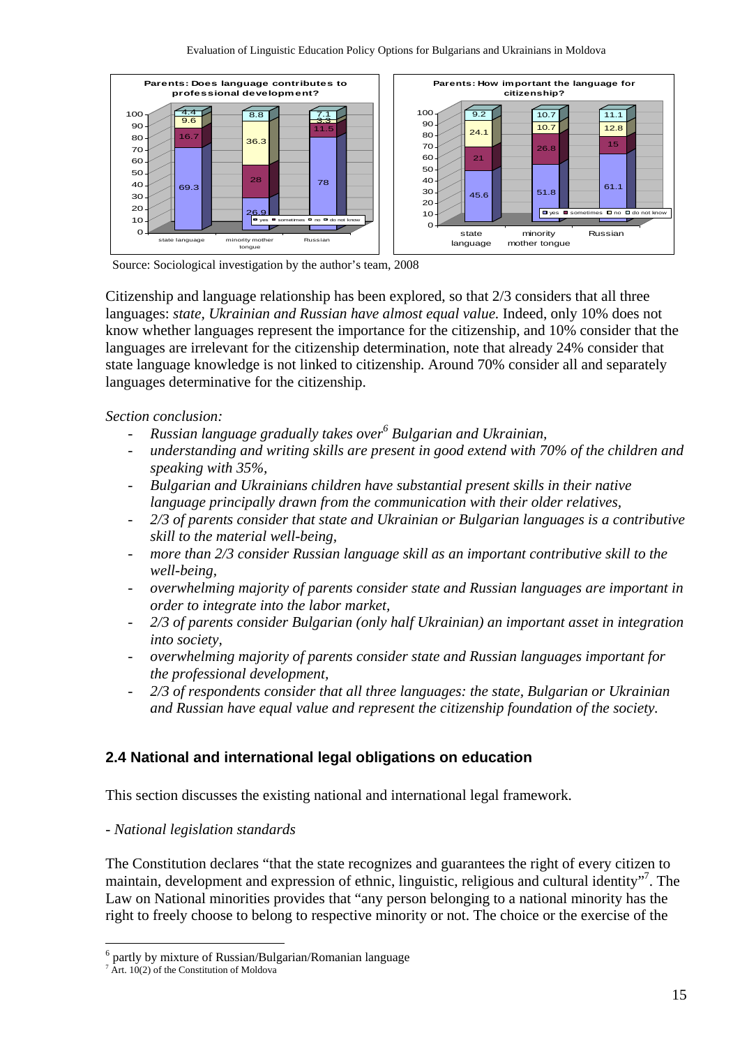**Parents: Does language contributes to professional development?**

| | state language | minority mother tongue | Russian |
|---|---|---|---|
| yes | 69.3 | 26.9 | 78 |
| sometimes | 16.7 | 28 | 11.5 |
| no | 9.6 | 36.3 | 3.3 |
| do not know | 4.4 | 8.8 | 7.1 |

**Parents: How important the language for citizenship?**

| | state language | minority mother tongue | Russian |
|---|---|---|---|
| yes | 45.6 | 51.8 | 61.1 |
| sometimes | 21 | 26.8 | 15 |
| no | 24.1 | 10.7 | 12.8 |
| do not know | 9.2 | 10.7 | 11.1 |

Source: Sociological investigation by the author's team, 2008

Citizenship and language relationship has been explored, so that 2/3 considers that all three languages: *state, Ukrainian and Russian have almost equal value.* Indeed, only 10% does not know whether languages represent the importance for the citizenship, and 10% consider that the languages are irrelevant for the citizenship determination, note that already 24% consider that state language knowledge is not linked to citizenship. Around 70% consider all and separately languages determinative for the citizenship.

*Section conclusion:*

- *Russian language gradually takes over[6] Bulgarian and Ukrainian,*
- *understanding and writing skills are present in good extend with 70% of the children and speaking with 35%,*
- *Bulgarian and Ukrainians children have substantial present skills in their native language principally drawn from the communication with their older relatives,*
- *2/3 of parents consider that state and Ukrainian or Bulgarian languages is a contributive skill to the material well-being,*
- *more than 2/3 consider Russian language skill as an important contributive skill to the well-being,*
- *overwhelming majority of parents consider state and Russian languages are important in order to integrate into the labor market,*
- *2/3 of parents consider Bulgarian (only half Ukrainian) an important asset in integration into society,*
- *overwhelming majority of parents consider state and Russian languages important for the professional development,*
- *2/3 of respondents consider that all three languages: the state, Bulgarian or Ukrainian and Russian have equal value and represent the citizenship foundation of the society.*

## 2.4 National and international legal obligations on education

This section discusses the existing national and international legal framework.

*- National legislation standards*

The Constitution declares "that the state recognizes and guarantees the right of every citizen to maintain, development and expression of ethnic, linguistic, religious and cultural identity"[7]. The Law on National minorities provides that "any person belonging to a national minority has the right to freely choose to belong to respective minority or not. The choice or the exercise of the

---

[6] partly by mixture of Russian/Bulgarian/Romanian language

[7] Art. 10(2) of the Constitution of Moldova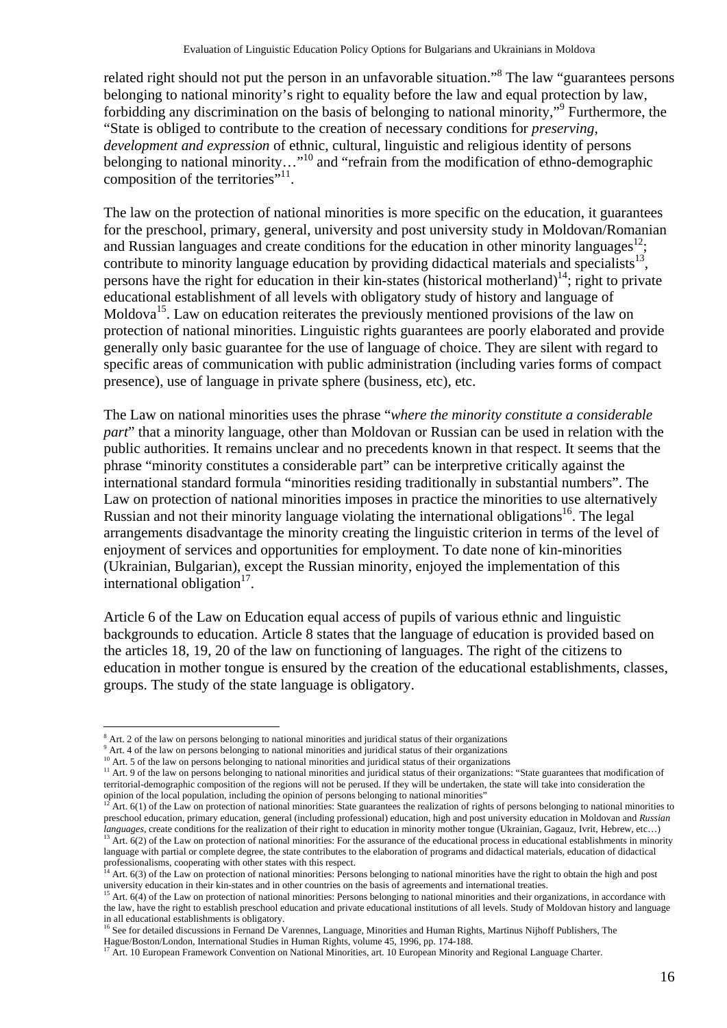related right should not put the person in an unfavorable situation."[8] The law "guarantees persons belonging to national minority's right to equality before the law and equal protection by law, forbidding any discrimination on the basis of belonging to national minority,"[9] Furthermore, the "State is obliged to contribute to the creation of necessary conditions for *preserving, development and expression* of ethnic, cultural, linguistic and religious identity of persons belonging to national minority…"[10] and "refrain from the modification of ethno-demographic composition of the territories"[11].

The law on the protection of national minorities is more specific on the education, it guarantees for the preschool, primary, general, university and post university study in Moldovan/Romanian and Russian languages and create conditions for the education in other minority languages[12]; contribute to minority language education by providing didactical materials and specialists[13], persons have the right for education in their kin-states (historical motherland)[14]; right to private educational establishment of all levels with obligatory study of history and language of Moldova[15]. Law on education reiterates the previously mentioned provisions of the law on protection of national minorities. Linguistic rights guarantees are poorly elaborated and provide generally only basic guarantee for the use of language of choice. They are silent with regard to specific areas of communication with public administration (including varies forms of compact presence), use of language in private sphere (business, etc), etc.

The Law on national minorities uses the phrase "*where the minority constitute a considerable part*" that a minority language, other than Moldovan or Russian can be used in relation with the public authorities. It remains unclear and no precedents known in that respect. It seems that the phrase "minority constitutes a considerable part" can be interpretive critically against the international standard formula "minorities residing traditionally in substantial numbers". The Law on protection of national minorities imposes in practice the minorities to use alternatively Russian and not their minority language violating the international obligations[16]. The legal arrangements disadvantage the minority creating the linguistic criterion in terms of the level of enjoyment of services and opportunities for employment. To date none of kin-minorities (Ukrainian, Bulgarian), except the Russian minority, enjoyed the implementation of this international obligation[17].

Article 6 of the Law on Education equal access of pupils of various ethnic and linguistic backgrounds to education. Article 8 states that the language of education is provided based on the articles 18, 19, 20 of the law on functioning of languages. The right of the citizens to education in mother tongue is ensured by the creation of the educational establishments, classes, groups. The study of the state language is obligatory.

---

[8] Art. 2 of the law on persons belonging to national minorities and juridical status of their organizations

[9] Art. 4 of the law on persons belonging to national minorities and juridical status of their organizations

[10] Art. 5 of the law on persons belonging to national minorities and juridical status of their organizations

[11] Art. 9 of the law on persons belonging to national minorities and juridical status of their organizations: "State guarantees that modification of territorial-demographic composition of the regions will not be perused. If they will be undertaken, the state will take into consideration the opinion of the local population, including the opinion of persons belonging to national minorities"

[12] Art. 6(1) of the Law on protection of national minorities: State guarantees the realization of rights of persons belonging to national minorities to preschool education, primary education, general (including professional) education, high and post university education in Moldovan and *Russian languages*, create conditions for the realization of their right to education in minority mother tongue (Ukrainian, Gagauz, Ivrit, Hebrew, etc…)

[13] Art. 6(2) of the Law on protection of national minorities: For the assurance of the educational process in educational establishments in minority language with partial or complete degree, the state contributes to the elaboration of programs and didactical materials, education of didactical professionalisms, cooperating with other states with this respect.

[14] Art. 6(3) of the Law on protection of national minorities: Persons belonging to national minorities have the right to obtain the high and post university education in their kin-states and in other countries on the basis of agreements and international treaties.

[15] Art. 6(4) of the Law on protection of national minorities: Persons belonging to national minorities and their organizations, in accordance with the law, have the right to establish preschool education and private educational institutions of all levels. Study of Moldovan history and language in all educational establishments is obligatory.

[16] See for detailed discussions in Fernand De Varennes, Language, Minorities and Human Rights, Martinus Nijhoff Publishers, The Hague/Boston/London, International Studies in Human Rights, volume 45, 1996, pp. 174-188.

[17] Art. 10 European Framework Convention on National Minorities, art. 10 European Minority and Regional Language Charter.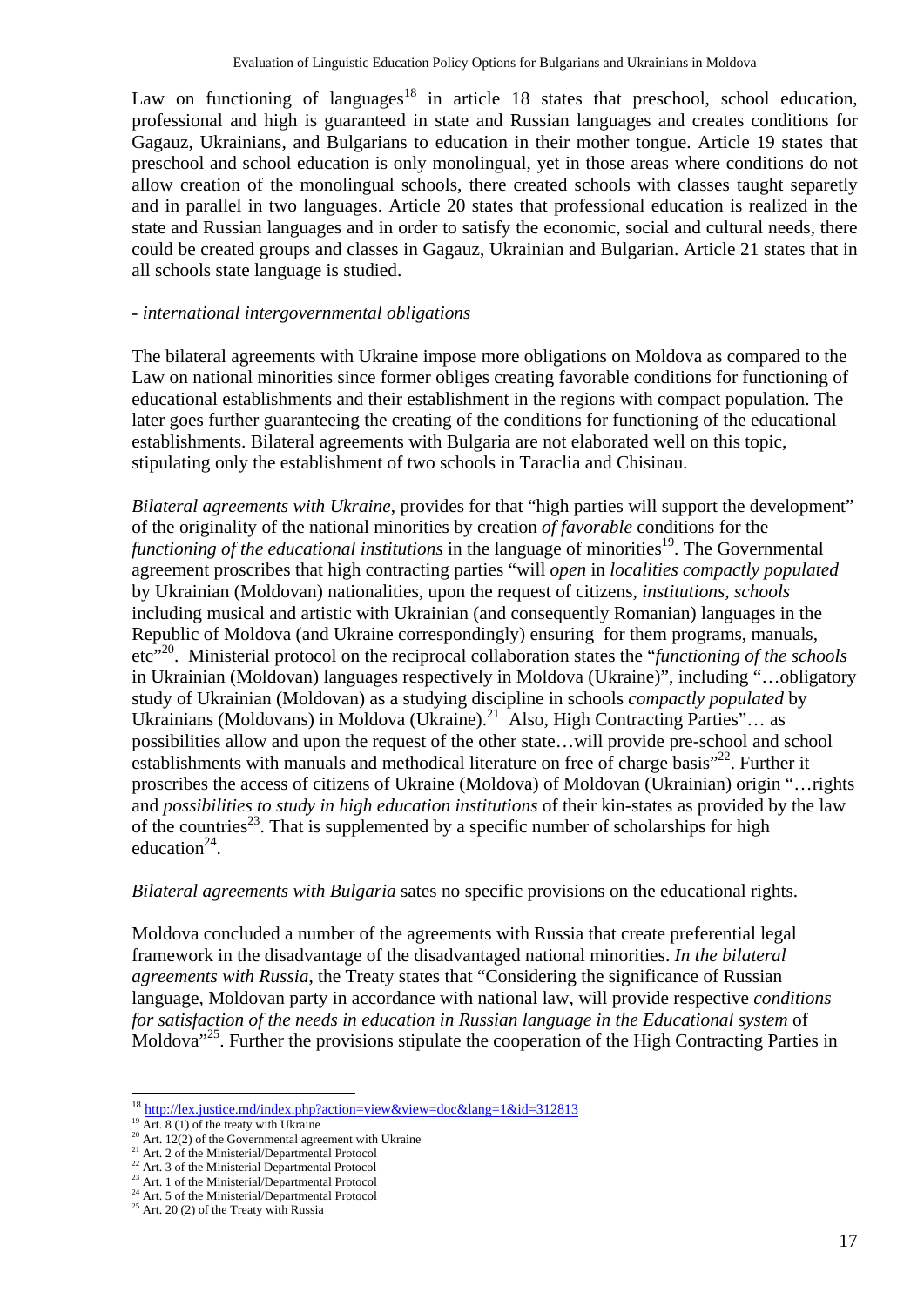Law on functioning of languages[18] in article 18 states that preschool, school education, professional and high is guaranteed in state and Russian languages and creates conditions for Gagauz, Ukrainians, and Bulgarians to education in their mother tongue. Article 19 states that preschool and school education is only monolingual, yet in those areas where conditions do not allow creation of the monolingual schools, there created schools with classes taught separetly and in parallel in two languages. Article 20 states that professional education is realized in the state and Russian languages and in order to satisfy the economic, social and cultural needs, there could be created groups and classes in Gagauz, Ukrainian and Bulgarian. Article 21 states that in all schools state language is studied.

- *international intergovernmental obligations*

The bilateral agreements with Ukraine impose more obligations on Moldova as compared to the Law on national minorities since former obliges creating favorable conditions for functioning of educational establishments and their establishment in the regions with compact population. The later goes further guaranteeing the creating of the conditions for functioning of the educational establishments. Bilateral agreements with Bulgaria are not elaborated well on this topic, stipulating only the establishment of two schools in Taraclia and Chisinau.

*Bilateral agreements with Ukraine*, provides for that "high parties will support the development" of the originality of the national minorities by creation *of favorable* conditions for the *functioning of the educational institutions* in the language of minorities[19]. The Governmental agreement proscribes that high contracting parties "will *open* in *localities compactly populated* by Ukrainian (Moldovan) nationalities, upon the request of citizens, *institutions, schools* including musical and artistic with Ukrainian (and consequently Romanian) languages in the Republic of Moldova (and Ukraine correspondingly) ensuring for them programs, manuals, etc"[20]. Ministerial protocol on the reciprocal collaboration states the "*functioning of the schools* in Ukrainian (Moldovan) languages respectively in Moldova (Ukraine)", including "…obligatory study of Ukrainian (Moldovan) as a studying discipline in schools *compactly populated* by Ukrainians (Moldovans) in Moldova (Ukraine).[21] Also, High Contracting Parties"… as possibilities allow and upon the request of the other state…will provide pre-school and school establishments with manuals and methodical literature on free of charge basis"[22]. Further it proscribes the access of citizens of Ukraine (Moldova) of Moldovan (Ukrainian) origin "…rights and *possibilities to study in high education institutions* of their kin-states as provided by the law of the countries[23]. That is supplemented by a specific number of scholarships for high education[24].

*Bilateral agreements with Bulgaria* sates no specific provisions on the educational rights.

Moldova concluded a number of the agreements with Russia that create preferential legal framework in the disadvantage of the disadvantaged national minorities. *In the bilateral agreements with Russia*, the Treaty states that "Considering the significance of Russian language, Moldovan party in accordance with national law, will provide respective *conditions for satisfaction of the needs in education in Russian language in the Educational system* of Moldova"[25]. Further the provisions stipulate the cooperation of the High Contracting Parties in

---

[18] http://lex.justice.md/index.php?action=view&view=doc&lang=1&id=312813
[19] Art. 8 (1) of the treaty with Ukraine
[20] Art. 12(2) of the Governmental agreement with Ukraine
[21] Art. 2 of the Ministerial/Departmental Protocol
[22] Art. 3 of the Ministerial Departmental Protocol
[23] Art. 1 of the Ministerial/Departmental Protocol
[24] Art. 5 of the Ministerial/Departmental Protocol
[25] Art. 20 (2) of the Treaty with Russia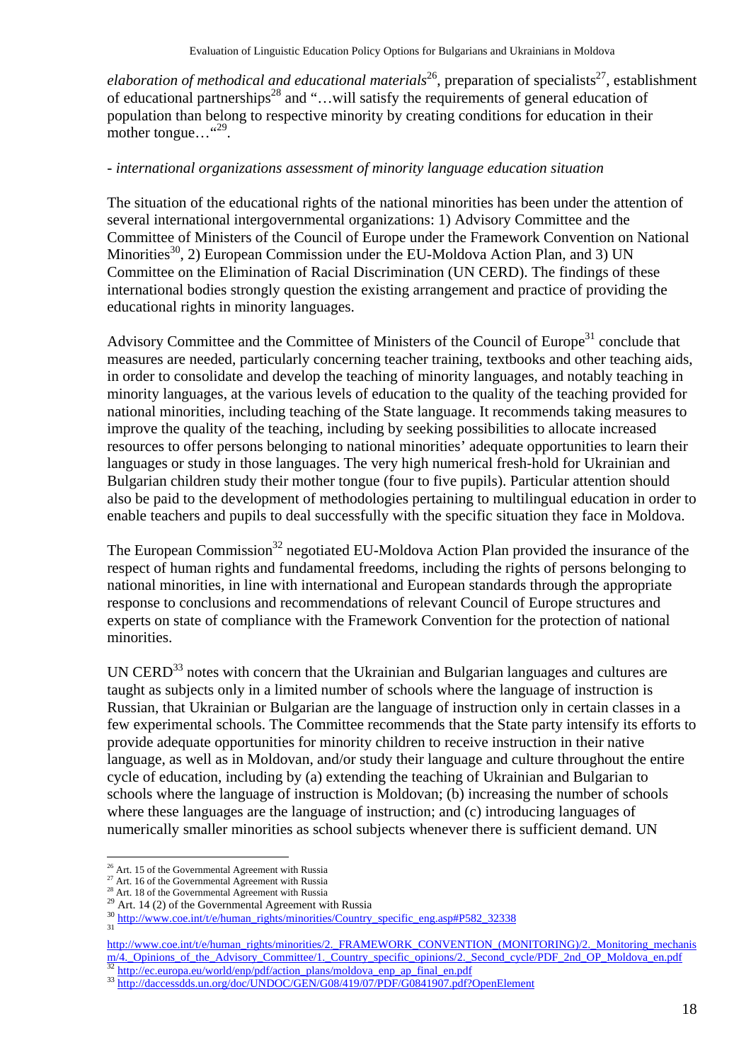*elaboration of methodical and educational materials*[26], preparation of specialists[27], establishment of educational partnerships[28] and "…will satisfy the requirements of general education of population than belong to respective minority by creating conditions for education in their mother tongue…"[29].

- *international organizations assessment of minority language education situation*

The situation of the educational rights of the national minorities has been under the attention of several international intergovernmental organizations: 1) Advisory Committee and the Committee of Ministers of the Council of Europe under the Framework Convention on National Minorities[30], 2) European Commission under the EU-Moldova Action Plan, and 3) UN Committee on the Elimination of Racial Discrimination (UN CERD). The findings of these international bodies strongly question the existing arrangement and practice of providing the educational rights in minority languages.

Advisory Committee and the Committee of Ministers of the Council of Europe[31] conclude that measures are needed, particularly concerning teacher training, textbooks and other teaching aids, in order to consolidate and develop the teaching of minority languages, and notably teaching in minority languages, at the various levels of education to the quality of the teaching provided for national minorities, including teaching of the State language. It recommends taking measures to improve the quality of the teaching, including by seeking possibilities to allocate increased resources to offer persons belonging to national minorities' adequate opportunities to learn their languages or study in those languages. The very high numerical fresh-hold for Ukrainian and Bulgarian children study their mother tongue (four to five pupils). Particular attention should also be paid to the development of methodologies pertaining to multilingual education in order to enable teachers and pupils to deal successfully with the specific situation they face in Moldova.

The European Commission[32] negotiated EU-Moldova Action Plan provided the insurance of the respect of human rights and fundamental freedoms, including the rights of persons belonging to national minorities, in line with international and European standards through the appropriate response to conclusions and recommendations of relevant Council of Europe structures and experts on state of compliance with the Framework Convention for the protection of national minorities.

UN CERD[33] notes with concern that the Ukrainian and Bulgarian languages and cultures are taught as subjects only in a limited number of schools where the language of instruction is Russian, that Ukrainian or Bulgarian are the language of instruction only in certain classes in a few experimental schools. The Committee recommends that the State party intensify its efforts to provide adequate opportunities for minority children to receive instruction in their native language, as well as in Moldovan, and/or study their language and culture throughout the entire cycle of education, including by (a) extending the teaching of Ukrainian and Bulgarian to schools where the language of instruction is Moldovan; (b) increasing the number of schools where these languages are the language of instruction; and (c) introducing languages of numerically smaller minorities as school subjects whenever there is sufficient demand. UN

---

[26] Art. 15 of the Governmental Agreement with Russia
[27] Art. 16 of the Governmental Agreement with Russia
[28] Art. 18 of the Governmental Agreement with Russia
[29] Art. 14 (2) of the Governmental Agreement with Russia
[30] http://www.coe.int/t/e/human_rights/minorities/Country_specific_eng.asp#P582_32338
[31] http://www.coe.int/t/e/human_rights/minorities/2._FRAMEWORK_CONVENTION_(MONITORING)/2._Monitoring_mechanism/4._Opinions_of_the_Advisory_Committee/1._Country_specific_opinions/2._Second_cycle/PDF_2nd_OP_Moldova_en.pdf
[32] http://ec.europa.eu/world/enp/pdf/action_plans/moldova_enp_ap_final_en.pdf
[33] http://daccessdds.un.org/doc/UNDOC/GEN/G08/419/07/PDF/G0841907.pdf?OpenElement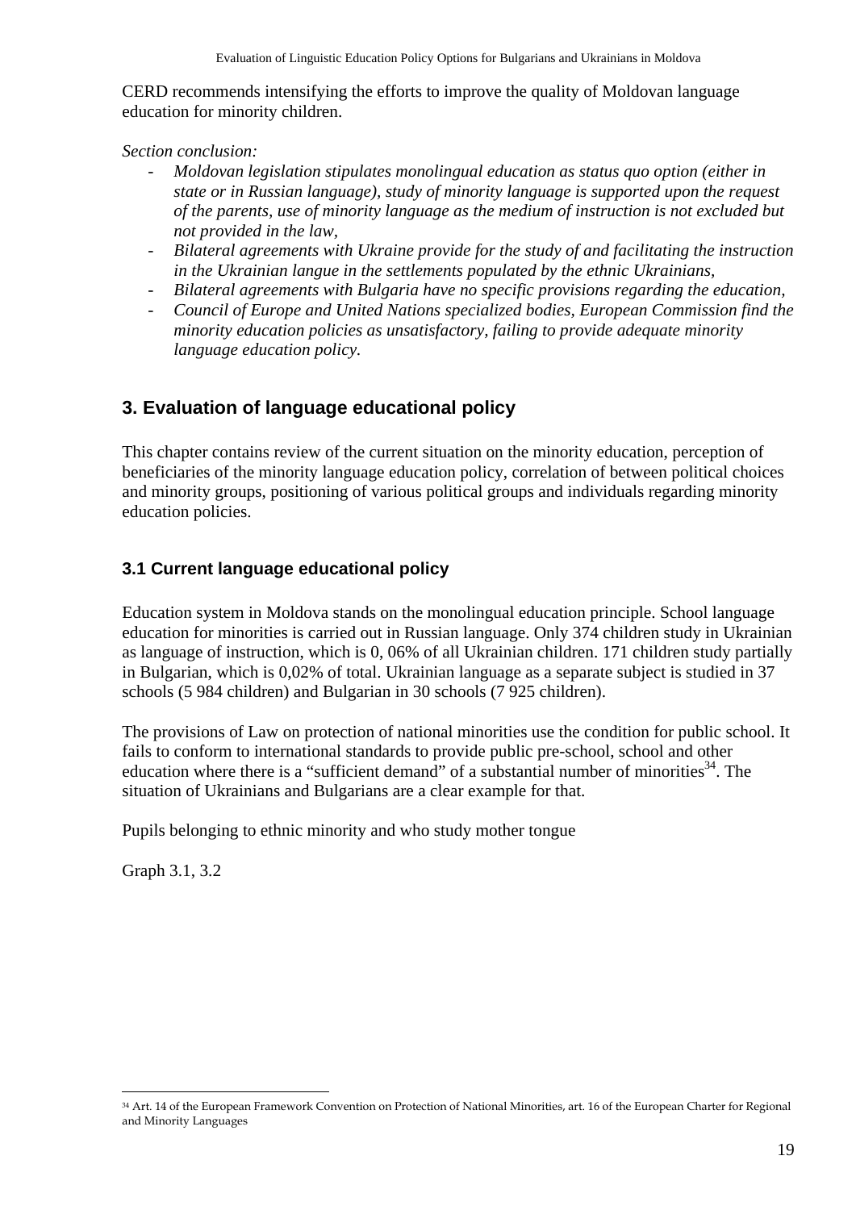CERD recommends intensifying the efforts to improve the quality of Moldovan language education for minority children.

*Section conclusion:*

- *Moldovan legislation stipulates monolingual education as status quo option (either in state or in Russian language), study of minority language is supported upon the request of the parents, use of minority language as the medium of instruction is not excluded but not provided in the law,*
- *Bilateral agreements with Ukraine provide for the study of and facilitating the instruction in the Ukrainian langue in the settlements populated by the ethnic Ukrainians,*
- *Bilateral agreements with Bulgaria have no specific provisions regarding the education,*
- *Council of Europe and United Nations specialized bodies, European Commission find the minority education policies as unsatisfactory, failing to provide adequate minority language education policy.*

## 3. Evaluation of language educational policy

This chapter contains review of the current situation on the minority education, perception of beneficiaries of the minority language education policy, correlation of between political choices and minority groups, positioning of various political groups and individuals regarding minority education policies.

### 3.1 Current language educational policy

Education system in Moldova stands on the monolingual education principle. School language education for minorities is carried out in Russian language. Only 374 children study in Ukrainian as language of instruction, which is 0, 06% of all Ukrainian children. 171 children study partially in Bulgarian, which is 0,02% of total. Ukrainian language as a separate subject is studied in 37 schools (5 984 children) and Bulgarian in 30 schools (7 925 children).

The provisions of Law on protection of national minorities use the condition for public school. It fails to conform to international standards to provide public pre-school, school and other education where there is a "sufficient demand" of a substantial number of minorities[34]. The situation of Ukrainians and Bulgarians are a clear example for that.

Pupils belonging to ethnic minority and who study mother tongue

Graph 3.1, 3.2

[34] Art. 14 of the European Framework Convention on Protection of National Minorities, art. 16 of the European Charter for Regional and Minority Languages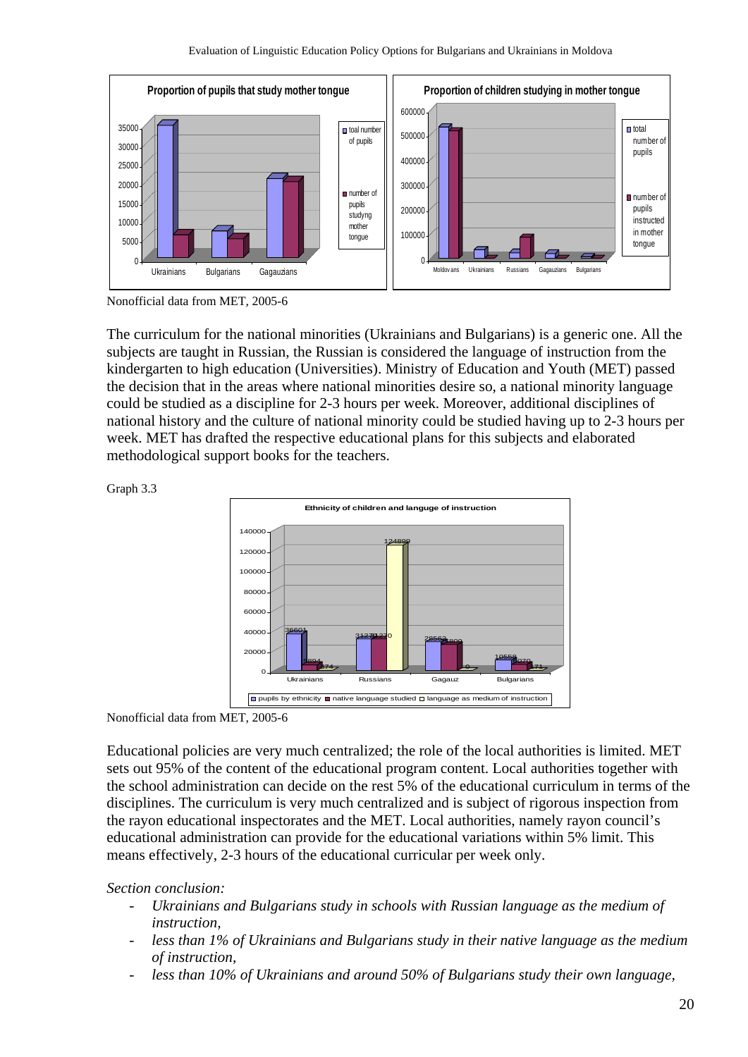Nonofficial data from MET, 2005-6

The curriculum for the national minorities (Ukrainians and Bulgarians) is a generic one. All the subjects are taught in Russian, the Russian is considered the language of instruction from the kindergarten to high education (Universities). Ministry of Education and Youth (MET) passed the decision that in the areas where national minorities desire so, a national minority language could be studied as a discipline for 2-3 hours per week. Moreover, additional disciplines of national history and the culture of national minority could be studied having up to 2-3 hours per week. MET has drafted the respective educational plans for this subjects and elaborated methodological support books for the teachers.

Graph 3.3

Nonofficial data from MET, 2005-6

Educational policies are very much centralized; the role of the local authorities is limited. MET sets out 95% of the content of the educational program content. Local authorities together with the school administration can decide on the rest 5% of the educational curriculum in terms of the disciplines. The curriculum is very much centralized and is subject of rigorous inspection from the rayon educational inspectorates and the MET. Local authorities, namely rayon council's educational administration can provide for the educational variations within 5% limit. This means effectively, 2-3 hours of the educational curricular per week only.

*Section conclusion:*

- *Ukrainians and Bulgarians study in schools with Russian language as the medium of instruction,*
- *less than 1% of Ukrainians and Bulgarians study in their native language as the medium of instruction,*
- *less than 10% of Ukrainians and around 50% of Bulgarians study their own language,*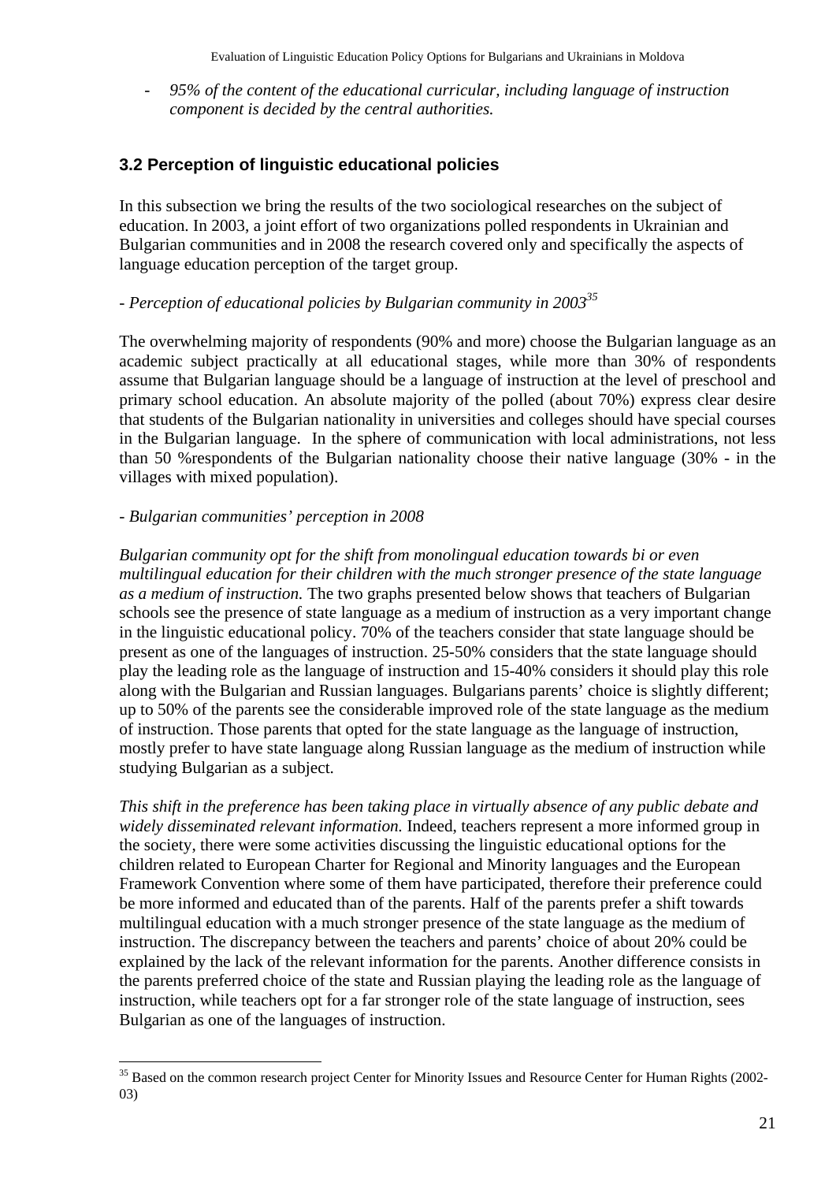- *95% of the content of the educational curricular, including language of instruction component is decided by the central authorities.*

## 3.2 Perception of linguistic educational policies

In this subsection we bring the results of the two sociological researches on the subject of education. In 2003, a joint effort of two organizations polled respondents in Ukrainian and Bulgarian communities and in 2008 the research covered only and specifically the aspects of language education perception of the target group.

*- Perception of educational policies by Bulgarian community in 2003*[35]

The overwhelming majority of respondents (90% and more) choose the Bulgarian language as an academic subject practically at all educational stages, while more than 30% of respondents assume that Bulgarian language should be a language of instruction at the level of preschool and primary school education. An absolute majority of the polled (about 70%) express clear desire that students of the Bulgarian nationality in universities and colleges should have special courses in the Bulgarian language. In the sphere of communication with local administrations, not less than 50 %respondents of the Bulgarian nationality choose their native language (30% - in the villages with mixed population).

*- Bulgarian communities' perception in 2008*

*Bulgarian community opt for the shift from monolingual education towards bi or even multilingual education for their children with the much stronger presence of the state language as a medium of instruction.* The two graphs presented below shows that teachers of Bulgarian schools see the presence of state language as a medium of instruction as a very important change in the linguistic educational policy. 70% of the teachers consider that state language should be present as one of the languages of instruction. 25-50% considers that the state language should play the leading role as the language of instruction and 15-40% considers it should play this role along with the Bulgarian and Russian languages. Bulgarians parents' choice is slightly different; up to 50% of the parents see the considerable improved role of the state language as the medium of instruction. Those parents that opted for the state language as the language of instruction, mostly prefer to have state language along Russian language as the medium of instruction while studying Bulgarian as a subject.

*This shift in the preference has been taking place in virtually absence of any public debate and widely disseminated relevant information.* Indeed, teachers represent a more informed group in the society, there were some activities discussing the linguistic educational options for the children related to European Charter for Regional and Minority languages and the European Framework Convention where some of them have participated, therefore their preference could be more informed and educated than of the parents. Half of the parents prefer a shift towards multilingual education with a much stronger presence of the state language as the medium of instruction. The discrepancy between the teachers and parents' choice of about 20% could be explained by the lack of the relevant information for the parents. Another difference consists in the parents preferred choice of the state and Russian playing the leading role as the language of instruction, while teachers opt for a far stronger role of the state language of instruction, sees Bulgarian as one of the languages of instruction.

[35] Based on the common research project Center for Minority Issues and Resource Center for Human Rights (2002-03)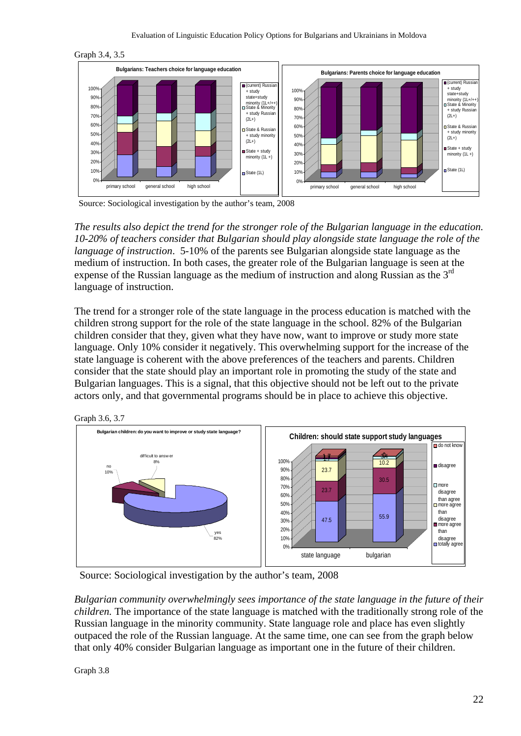Graph 3.4, 3.5

Source: Sociological investigation by the author's team, 2008

*The results also depict the trend for the stronger role of the Bulgarian language in the education. 10-20% of teachers consider that Bulgarian should play alongside state language the role of the language of instruction*. 5-10% of the parents see Bulgarian alongside state language as the medium of instruction. In both cases, the greater role of the Bulgarian language is seen at the expense of the Russian language as the medium of instruction and along Russian as the 3[rd] language of instruction.

The trend for a stronger role of the state language in the process education is matched with the children strong support for the role of the state language in the school. 82% of the Bulgarian children consider that they, given what they have now, want to improve or study more state language. Only 10% consider it negatively. This overwhelming support for the increase of the state language is coherent with the above preferences of the teachers and parents. Children consider that the state should play an important role in promoting the study of the state and Bulgarian languages. This is a signal, that this objective should not be left out to the private actors only, and that governmental programs should be in place to achieve this objective.

Graph 3.6, 3.7

Source: Sociological investigation by the author's team, 2008

*Bulgarian community overwhelmingly sees importance of the state language in the future of their children.* The importance of the state language is matched with the traditionally strong role of the Russian language in the minority community. State language role and place has even slightly outpaced the role of the Russian language. At the same time, one can see from the graph below that only 40% consider Bulgarian language as important one in the future of their children.

Graph 3.8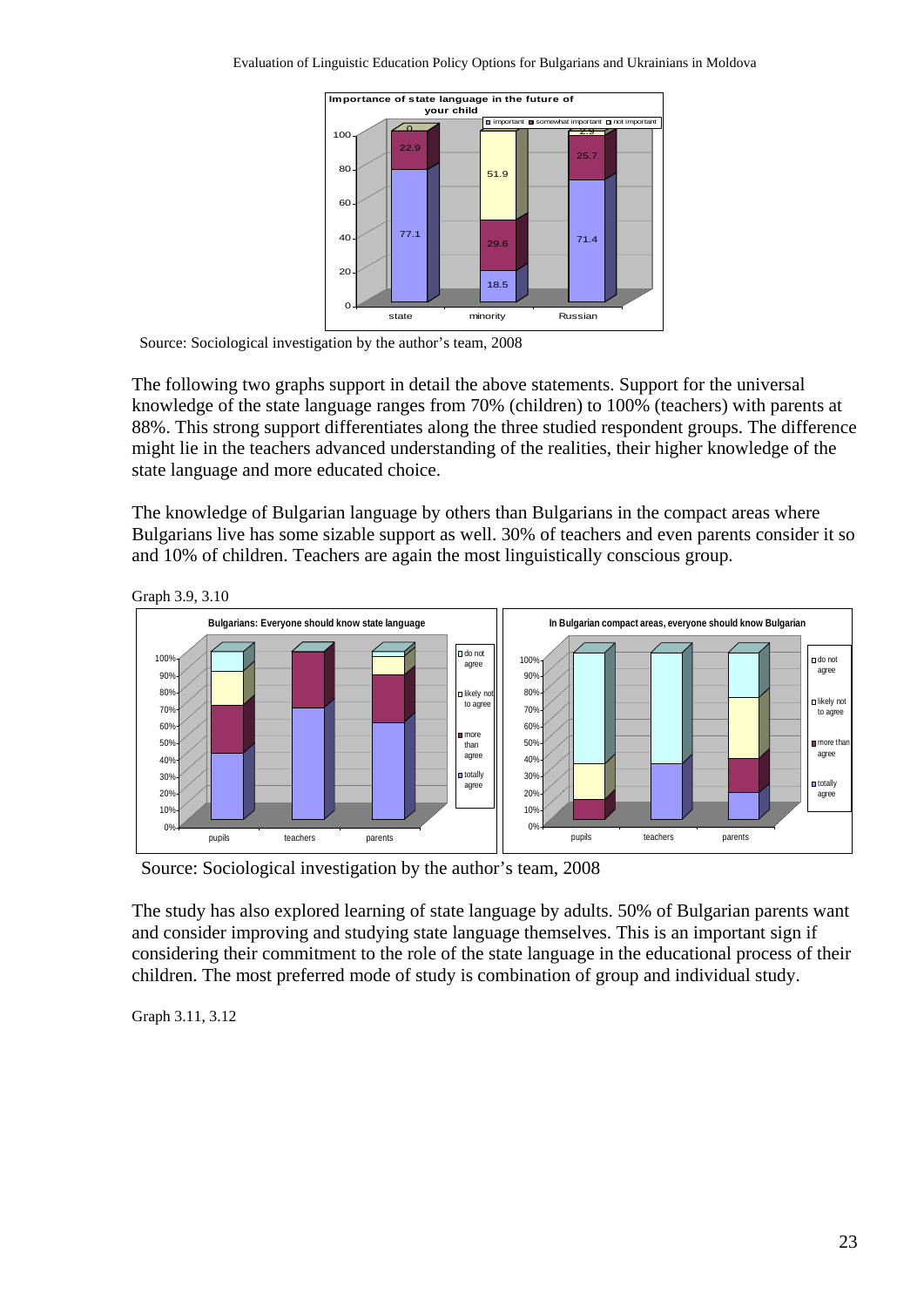Source: Sociological investigation by the author's team, 2008

The following two graphs support in detail the above statements. Support for the universal knowledge of the state language ranges from 70% (children) to 100% (teachers) with parents at 88%. This strong support differentiates along the three studied respondent groups. The difference might lie in the teachers advanced understanding of the realities, their higher knowledge of the state language and more educated choice.

The knowledge of Bulgarian language by others than Bulgarians in the compact areas where Bulgarians live has some sizable support as well. 30% of teachers and even parents consider it so and 10% of children. Teachers are again the most linguistically conscious group.

Graph 3.9, 3.10

Source: Sociological investigation by the author's team, 2008

The study has also explored learning of state language by adults. 50% of Bulgarian parents want and consider improving and studying state language themselves. This is an important sign if considering their commitment to the role of the state language in the educational process of their children. The most preferred mode of study is combination of group and individual study.

Graph 3.11, 3.12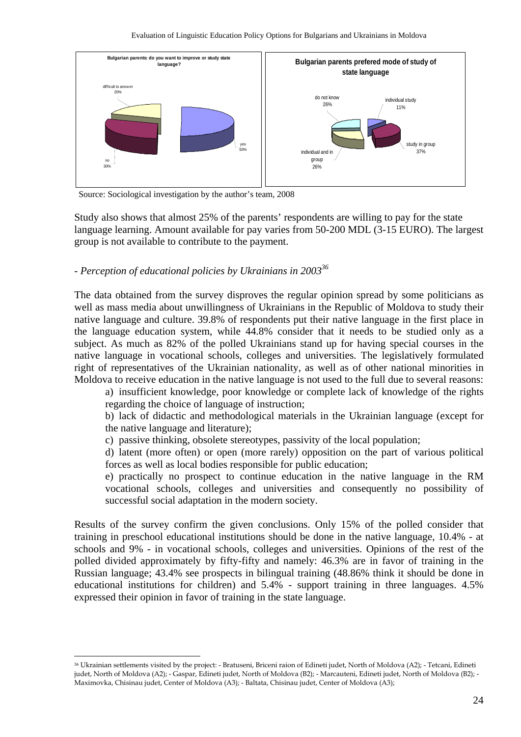**Bulgarian parents: do you want to improve or study state language?**

- yes 50%
- no 30%
- difficult to answer 20%

**Bulgarian parents prefered mode of study of state language**

- individual study 11%
- study in group 37%
- individual and in group 26%
- do not know 26%

Source: Sociological investigation by the author's team, 2008

Study also shows that almost 25% of the parents' respondents are willing to pay for the state language learning. Amount available for pay varies from 50-200 MDL (3-15 EURO). The largest group is not available to contribute to the payment.

### *- Perception of educational policies by Ukrainians in 2003*[36]

The data obtained from the survey disproves the regular opinion spread by some politicians as well as mass media about unwillingness of Ukrainians in the Republic of Moldova to study their native language and culture. 39.8% of respondents put their native language in the first place in the language education system, while 44.8% consider that it needs to be studied only as a subject. As much as 82% of the polled Ukrainians stand up for having special courses in the native language in vocational schools, colleges and universities. The legislatively formulated right of representatives of the Ukrainian nationality, as well as of other national minorities in Moldova to receive education in the native language is not used to the full due to several reasons:

a) insufficient knowledge, poor knowledge or complete lack of knowledge of the rights regarding the choice of language of instruction;

b) lack of didactic and methodological materials in the Ukrainian language (except for the native language and literature);

c) passive thinking, obsolete stereotypes, passivity of the local population;

d) latent (more often) or open (more rarely) opposition on the part of various political forces as well as local bodies responsible for public education;

e) practically no prospect to continue education in the native language in the RM vocational schools, colleges and universities and consequently no possibility of successful social adaptation in the modern society.

Results of the survey confirm the given conclusions. Only 15% of the polled consider that training in preschool educational institutions should be done in the native language, 10.4% - at schools and 9% - in vocational schools, colleges and universities. Opinions of the rest of the polled divided approximately by fifty-fifty and namely: 46.3% are in favor of training in the Russian language; 43.4% see prospects in bilingual training (48.86% think it should be done in educational institutions for children) and 5.4% - support training in three languages. 4.5% expressed their opinion in favor of training in the state language.

---

[36] Ukrainian settlements visited by the project: - Bratuseni, Briceni raion of Edineti judet, North of Moldova (A2); - Tetcani, Edineti judet, North of Moldova (A2); - Gaspar, Edineti judet, North of Moldova (B2); - Marcauteni, Edineti judet, North of Moldova (B2); - Maximovka, Chisinau judet, Center of Moldova (A3); - Baltata, Chisinau judet, Center of Moldova (A3);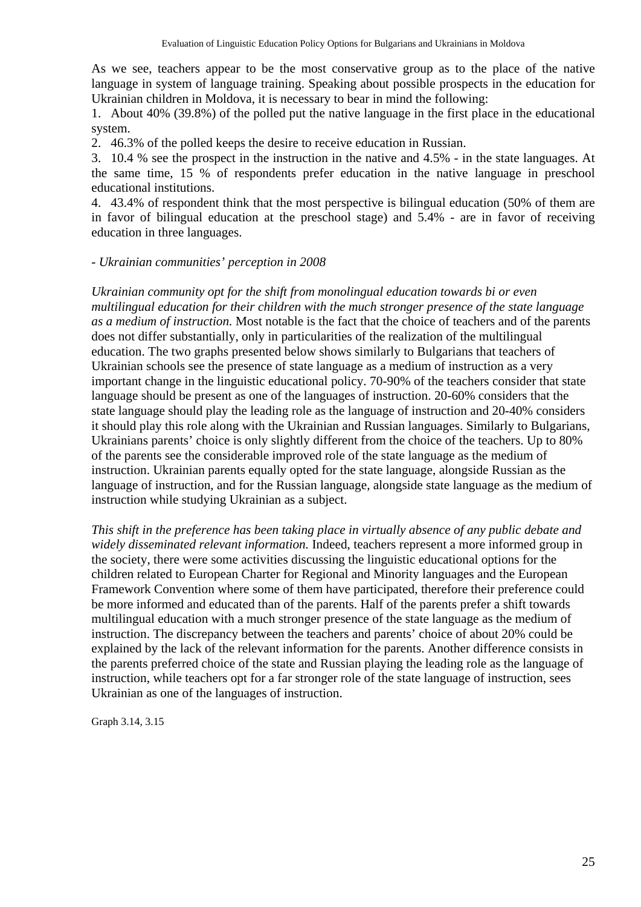As we see, teachers appear to be the most conservative group as to the place of the native language in system of language training. Speaking about possible prospects in the education for Ukrainian children in Moldova, it is necessary to bear in mind the following:

1. About 40% (39.8%) of the polled put the native language in the first place in the educational system.
2. 46.3% of the polled keeps the desire to receive education in Russian.
3. 10.4 % see the prospect in the instruction in the native and 4.5% - in the state languages. At the same time, 15 % of respondents prefer education in the native language in preschool educational institutions.
4. 43.4% of respondent think that the most perspective is bilingual education (50% of them are in favor of bilingual education at the preschool stage) and 5.4% - are in favor of receiving education in three languages.

*- Ukrainian communities' perception in 2008*

*Ukrainian community opt for the shift from monolingual education towards bi or even multilingual education for their children with the much stronger presence of the state language as a medium of instruction.* Most notable is the fact that the choice of teachers and of the parents does not differ substantially, only in particularities of the realization of the multilingual education. The two graphs presented below shows similarly to Bulgarians that teachers of Ukrainian schools see the presence of state language as a medium of instruction as a very important change in the linguistic educational policy. 70-90% of the teachers consider that state language should be present as one of the languages of instruction. 20-60% considers that the state language should play the leading role as the language of instruction and 20-40% considers it should play this role along with the Ukrainian and Russian languages. Similarly to Bulgarians, Ukrainians parents' choice is only slightly different from the choice of the teachers. Up to 80% of the parents see the considerable improved role of the state language as the medium of instruction. Ukrainian parents equally opted for the state language, alongside Russian as the language of instruction, and for the Russian language, alongside state language as the medium of instruction while studying Ukrainian as a subject.

*This shift in the preference has been taking place in virtually absence of any public debate and widely disseminated relevant information.* Indeed, teachers represent a more informed group in the society, there were some activities discussing the linguistic educational options for the children related to European Charter for Regional and Minority languages and the European Framework Convention where some of them have participated, therefore their preference could be more informed and educated than of the parents. Half of the parents prefer a shift towards multilingual education with a much stronger presence of the state language as the medium of instruction. The discrepancy between the teachers and parents' choice of about 20% could be explained by the lack of the relevant information for the parents. Another difference consists in the parents preferred choice of the state and Russian playing the leading role as the language of instruction, while teachers opt for a far stronger role of the state language of instruction, sees Ukrainian as one of the languages of instruction.

Graph 3.14, 3.15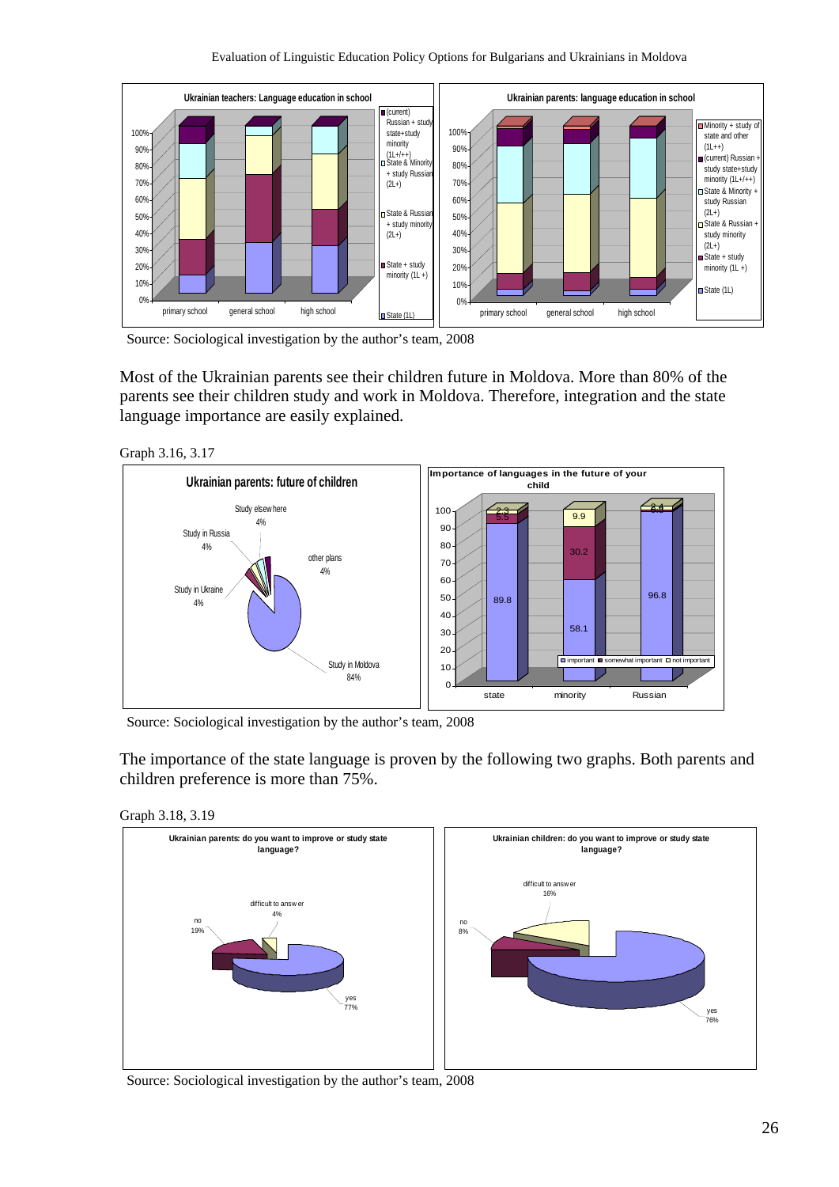Source: Sociological investigation by the author's team, 2008

Most of the Ukrainian parents see their children future in Moldova. More than 80% of the parents see their children study and work in Moldova. Therefore, integration and the state language importance are easily explained.

Graph 3.16, 3.17

Source: Sociological investigation by the author's team, 2008

The importance of the state language is proven by the following two graphs. Both parents and children preference is more than 75%.

Graph 3.18, 3.19

Source: Sociological investigation by the author's team, 2008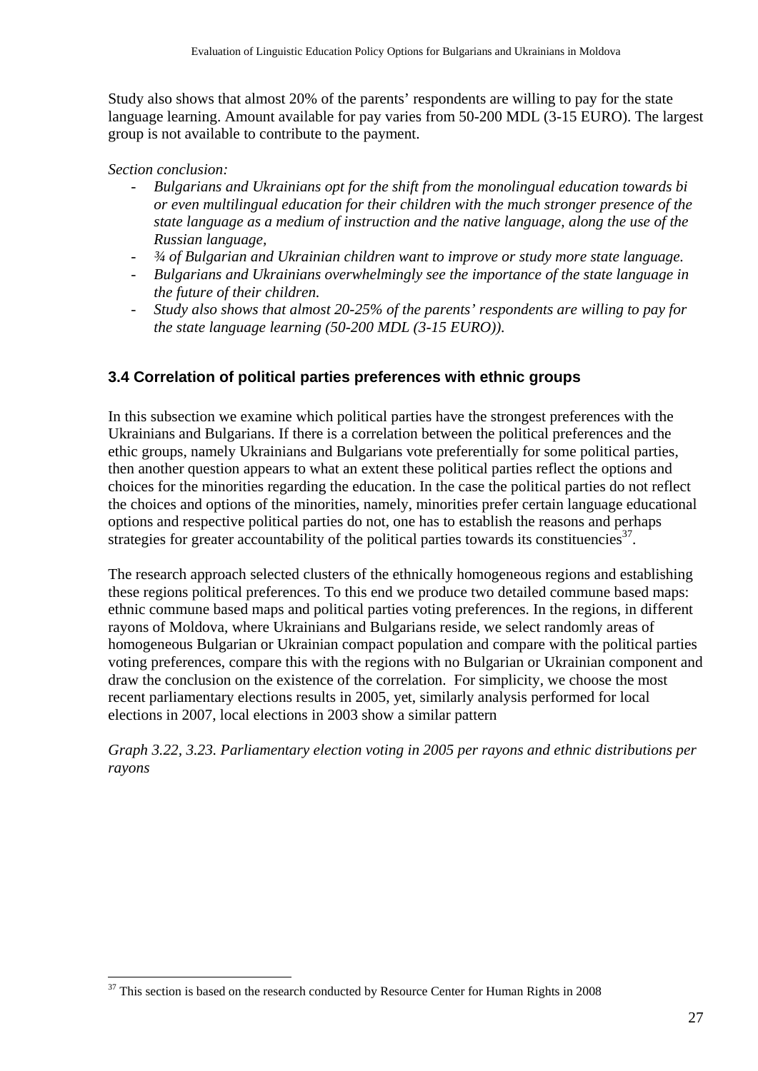Study also shows that almost 20% of the parents' respondents are willing to pay for the state language learning. Amount available for pay varies from 50-200 MDL (3-15 EURO). The largest group is not available to contribute to the payment.

*Section conclusion:*

- *Bulgarians and Ukrainians opt for the shift from the monolingual education towards bi or even multilingual education for their children with the much stronger presence of the state language as a medium of instruction and the native language, along the use of the Russian language,*
- *¾ of Bulgarian and Ukrainian children want to improve or study more state language.*
- *Bulgarians and Ukrainians overwhelmingly see the importance of the state language in the future of their children.*
- *Study also shows that almost 20-25% of the parents' respondents are willing to pay for the state language learning (50-200 MDL (3-15 EURO)).*

### 3.4 Correlation of political parties preferences with ethnic groups

In this subsection we examine which political parties have the strongest preferences with the Ukrainians and Bulgarians. If there is a correlation between the political preferences and the ethic groups, namely Ukrainians and Bulgarians vote preferentially for some political parties, then another question appears to what an extent these political parties reflect the options and choices for the minorities regarding the education. In the case the political parties do not reflect the choices and options of the minorities, namely, minorities prefer certain language educational options and respective political parties do not, one has to establish the reasons and perhaps strategies for greater accountability of the political parties towards its constituencies[37].

The research approach selected clusters of the ethnically homogeneous regions and establishing these regions political preferences. To this end we produce two detailed commune based maps: ethnic commune based maps and political parties voting preferences. In the regions, in different rayons of Moldova, where Ukrainians and Bulgarians reside, we select randomly areas of homogeneous Bulgarian or Ukrainian compact population and compare with the political parties voting preferences, compare this with the regions with no Bulgarian or Ukrainian component and draw the conclusion on the existence of the correlation.  For simplicity, we choose the most recent parliamentary elections results in 2005, yet, similarly analysis performed for local elections in 2007, local elections in 2003 show a similar pattern

*Graph 3.22, 3.23. Parliamentary election voting in 2005 per rayons and ethnic distributions per rayons*

[37] This section is based on the research conducted by Resource Center for Human Rights in 2008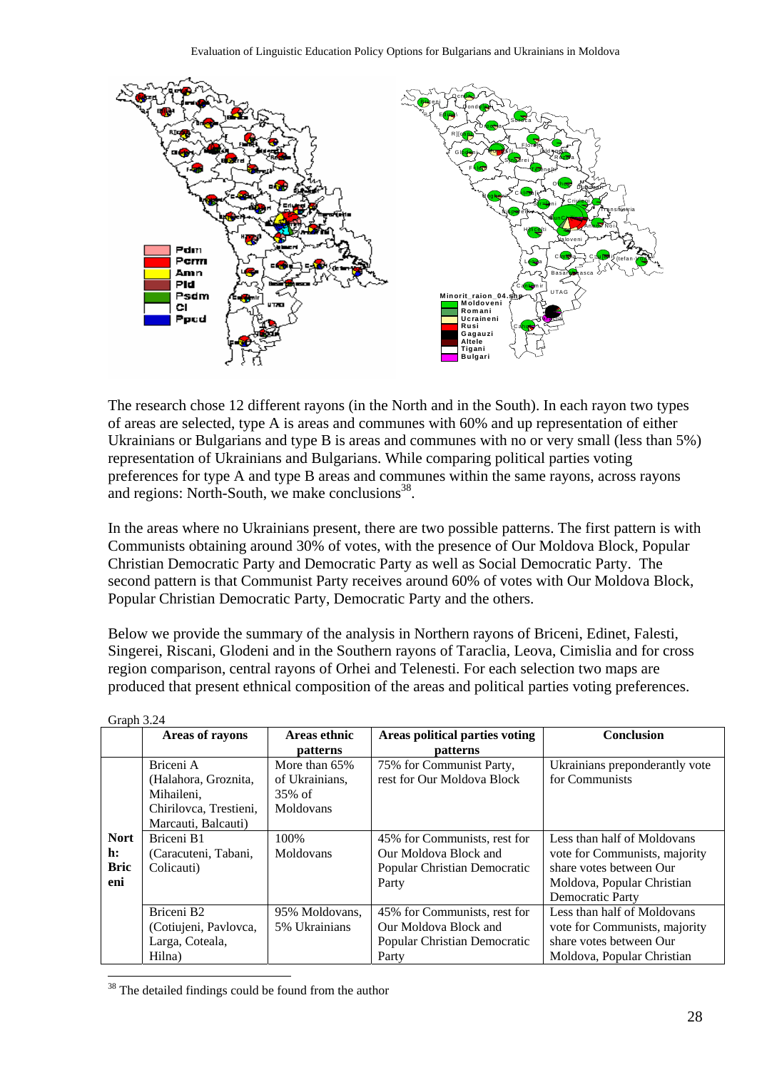The research chose 12 different rayons (in the North and in the South). In each rayon two types of areas are selected, type A is areas and communes with 60% and up representation of either Ukrainians or Bulgarians and type B is areas and communes with no or very small (less than 5%) representation of Ukrainians and Bulgarians. While comparing political parties voting preferences for type A and type B areas and communes within the same rayons, across rayons and regions: North-South, we make conclusions[38].

In the areas where no Ukrainians present, there are two possible patterns. The first pattern is with Communists obtaining around 30% of votes, with the presence of Our Moldova Block, Popular Christian Democratic Party and Democratic Party as well as Social Democratic Party. The second pattern is that Communist Party receives around 60% of votes with Our Moldova Block, Popular Christian Democratic Party, Democratic Party and the others.

Below we provide the summary of the analysis in Northern rayons of Briceni, Edinet, Falesti, Singerei, Riscani, Glodeni and in the Southern rayons of Taraclia, Leova, Cimislia and for cross region comparison, central rayons of Orhei and Telenesti. For each selection two maps are produced that present ethnical composition of the areas and political parties voting preferences.

Graph 3.24

| | Areas of rayons | Areas ethnic patterns | Areas political parties voting patterns | Conclusion |
|---|---|---|---|---|
| **North: Briceni** | Briceni A (Halahora, Groznita, Mihaileni, Chirilovca, Trestieni, Marcauti, Balcauti) | More than 65% of Ukrainians, 35% of Moldovans | 75% for Communist Party, rest for Our Moldova Block | Ukrainians preponderantly vote for Communists |
| | Briceni B1 (Caracuteni, Tabani, Colicauti) | 100% Moldovans | 45% for Communists, rest for Our Moldova Block and Popular Christian Democratic Party | Less than half of Moldovans vote for Communists, majority share votes between Our Moldova, Popular Christian Democratic Party |
| | Briceni B2 (Cotiujeni, Pavlovca, Larga, Coteala, Hilna) | 95% Moldovans, 5% Ukrainians | 45% for Communists, rest for Our Moldova Block and Popular Christian Democratic Party | Less than half of Moldovans vote for Communists, majority share votes between Our Moldova, Popular Christian |

[38] The detailed findings could be found from the author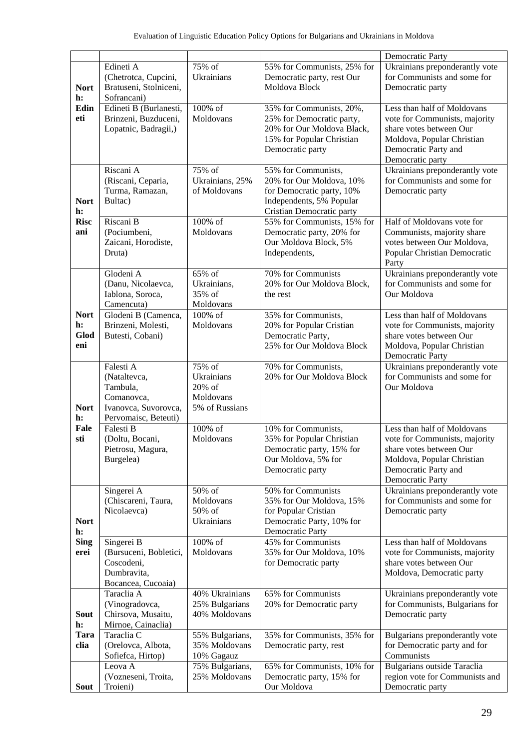| | | | | Democratic Party |
|---|---|---|---|---|
| North: Edineti | Edineti A (Chetrotca, Cupcini, Bratuseni, Stolniceni, Sofrancani) | 75% of Ukrainians | 55% for Communists, 25% for Democratic party, rest Our Moldova Block | Ukrainians preponderantly vote for Communists and some for Democratic party |
| | Edineti B (Burlanesti, Brinzeni, Buzduceni, Lopatnic, Badragii,) | 100% of Moldovans | 35% for Communists, 20%, 25% for Democratic party, 20% for Our Moldova Black, 15% for Popular Christian Democratic party | Less than half of Moldovans vote for Communists, majority share votes between Our Moldova, Popular Christian Democratic Party and Democratic party |
| North: Riscani | Riscani A (Riscani, Ceparia, Turma, Ramazan, Bultac) | 75% of Ukrainians, 25% of Moldovans | 55% for Communists, 20% for Our Moldova, 10% for Democratic party, 10% Independents, 5% Popular Cristian Democratic party | Ukrainians preponderantly vote for Communists and some for Democratic party |
| | Riscani B (Pociumbeni, Zaicani, Horodiste, Druta) | 100% of Moldovans | 55% for Communists, 15% for Democratic party, 20% for Our Moldova Block, 5% Independents, | Half of Moldovans vote for Communists, majority share votes between Our Moldova, Popular Christian Democratic Party |
| North: Glodeni | Glodeni A (Danu, Nicolaevca, Iablona, Soroca, Camencuta) | 65% of Ukrainians, 35% of Moldovans | 70% for Communists 20% for Our Moldova Block, the rest | Ukrainians preponderantly vote for Communists and some for Our Moldova |
| | Glodeni B (Camenca, Brinzeni, Molesti, Butesti, Cobani) | 100% of Moldovans | 35% for Communists, 20% for Popular Cristian Democratic Party, 25% for Our Moldova Block | Less than half of Moldovans vote for Communists, majority share votes between Our Moldova, Popular Christian Democratic Party |
| North: Falesti | Falesti A (Nataltevca, Tambula, Comanovca, Ivanovca, Suvorovca, Pervomaisc, Beteuti) | 75% of Ukrainians 20% of Moldovans 5% of Russians | 70% for Communists, 20% for Our Moldova Block | Ukrainians preponderantly vote for Communists and some for Our Moldova |
| | Falesti B (Doltu, Bocani, Pietrosu, Magura, Burgelea) | 100% of Moldovans | 10% for Communists, 35% for Popular Christian Democratic party, 15% for Our Moldova, 5% for Democratic party | Less than half of Moldovans vote for Communists, majority share votes between Our Moldova, Popular Christian Democratic Party and Democratic Party |
| North: Singerei | Singerei A (Chiscareni, Taura, Nicolaevca) | 50% of Moldovans 50% of Ukrainians | 50% for Communists 35% for Our Moldova, 15% for Popular Cristian Democratic Party, 10% for Democratic Party | Ukrainians preponderantly vote for Communists and some for Democratic party |
| | Singerei B (Bursuceni, Bobletici, Coscodeni, Dumbravita, Bocancea, Cucoaia) | 100% of Moldovans | 45% for Communists 35% for Our Moldova, 10% for Democratic party | Less than half of Moldovans vote for Communists, majority share votes between Our Moldova, Democratic party |
| South: Taraclia | Taraclia A (Vinogradovca, Chirsova, Musaitu, Mirnoe, Cainaclia) | 40% Ukrainians 25% Bulgarians 40% Moldovans | 65% for Communists 20% for Democratic party | Ukrainians preponderantly vote for Communists, Bulgarians for Democratic party |
| | Taraclia C (Orelovca, Albota, Sofiefca, Hirtop) | 55% Bulgarians, 35% Moldovans 10% Gagauz | 35% for Communists, 35% for Democratic party, rest | Bulgarians preponderantly vote for Democratic party and for Communists |
| South | Leova A (Vozneseni, Troita, Troieni) | 75% Bulgarians, 25% Moldovans | 65% for Communists, 10% for Democratic party, 15% for Our Moldova | Bulgarians outside Taraclia region vote for Communists and Democratic party |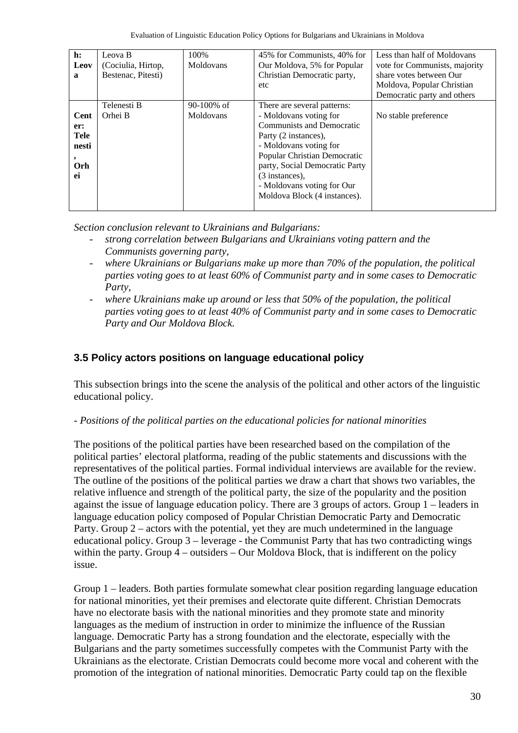| h: Leova | Leova B (Cociulia, Hirtop, Bestenac, Pitesti) | 100% Moldovans | 45% for Communists, 40% for Our Moldova, 5% for Popular Christian Democratic party, etc | Less than half of Moldovans vote for Communists, majority share votes between Our Moldova, Popular Christian Democratic party and others |
|---|---|---|---|---|
| Center: Telenesti, Orhei | Telenesti B Orhei B | 90-100% of Moldovans | There are several patterns: - Moldovans voting for Communists and Democratic Party (2 instances), - Moldovans voting for Popular Christian Democratic party, Social Democratic Party (3 instances), - Moldovans voting for Our Moldova Block (4 instances). | No stable preference |

*Section conclusion relevant to Ukrainians and Bulgarians:*

- *strong correlation between Bulgarians and Ukrainians voting pattern and the Communists governing party,*
- *where Ukrainians or Bulgarians make up more than 70% of the population, the political parties voting goes to at least 60% of Communist party and in some cases to Democratic Party,*
- *where Ukrainians make up around or less that 50% of the population, the political parties voting goes to at least 40% of Communist party and in some cases to Democratic Party and Our Moldova Block.*

### 3.5 Policy actors positions on language educational policy

This subsection brings into the scene the analysis of the political and other actors of the linguistic educational policy.

- *Positions of the political parties on the educational policies for national minorities*

The positions of the political parties have been researched based on the compilation of the political parties' electoral platforma, reading of the public statements and discussions with the representatives of the political parties. Formal individual interviews are available for the review. The outline of the positions of the political parties we draw a chart that shows two variables, the relative influence and strength of the political party, the size of the popularity and the position against the issue of language education policy. There are 3 groups of actors. Group 1 – leaders in language education policy composed of Popular Christian Democratic Party and Democratic Party. Group 2 – actors with the potential, yet they are much undetermined in the language educational policy. Group 3 – leverage - the Communist Party that has two contradicting wings within the party. Group 4 – outsiders – Our Moldova Block, that is indifferent on the policy issue.

Group 1 – leaders. Both parties formulate somewhat clear position regarding language education for national minorities, yet their premises and electorate quite different. Christian Democrats have no electorate basis with the national minorities and they promote state and minority languages as the medium of instruction in order to minimize the influence of the Russian language. Democratic Party has a strong foundation and the electorate, especially with the Bulgarians and the party sometimes successfully competes with the Communist Party with the Ukrainians as the electorate. Cristian Democrats could become more vocal and coherent with the promotion of the integration of national minorities. Democratic Party could tap on the flexible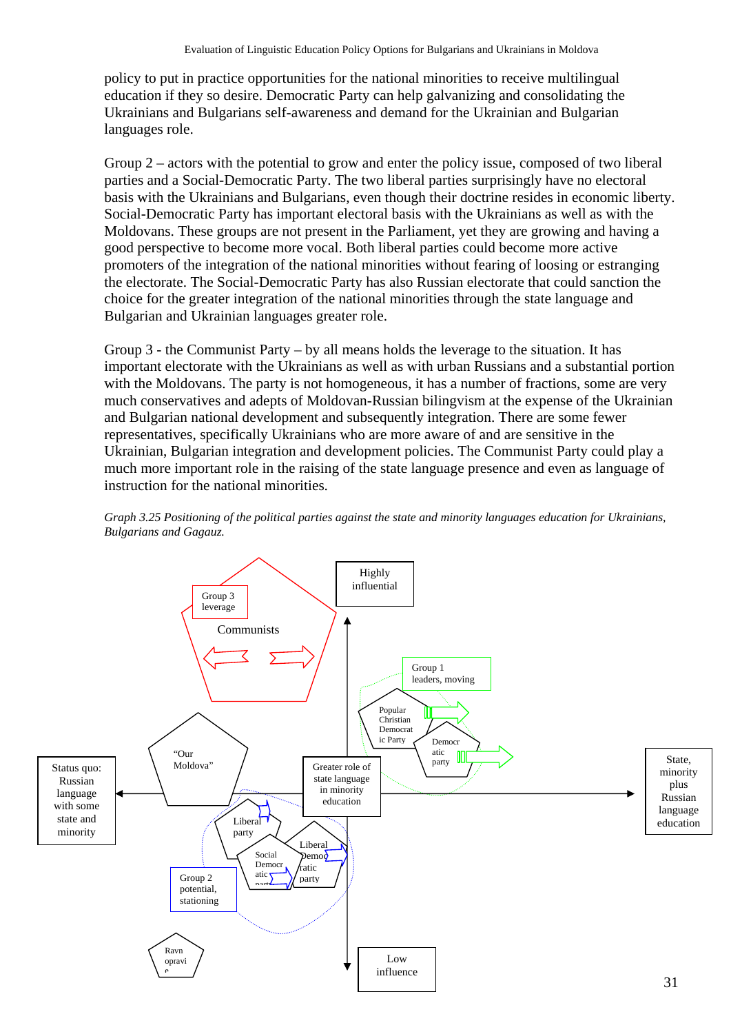policy to put in practice opportunities for the national minorities to receive multilingual education if they so desire. Democratic Party can help galvanizing and consolidating the Ukrainians and Bulgarians self-awareness and demand for the Ukrainian and Bulgarian languages role.

Group 2 – actors with the potential to grow and enter the policy issue, composed of two liberal parties and a Social-Democratic Party. The two liberal parties surprisingly have no electoral basis with the Ukrainians and Bulgarians, even though their doctrine resides in economic liberty. Social-Democratic Party has important electoral basis with the Ukrainians as well as with the Moldovans. These groups are not present in the Parliament, yet they are growing and having a good perspective to become more vocal. Both liberal parties could become more active promoters of the integration of the national minorities without fearing of loosing or estranging the electorate. The Social-Democratic Party has also Russian electorate that could sanction the choice for the greater integration of the national minorities through the state language and Bulgarian and Ukrainian languages greater role.

Group 3 - the Communist Party – by all means holds the leverage to the situation. It has important electorate with the Ukrainians as well as with urban Russians and a substantial portion with the Moldovans. The party is not homogeneous, it has a number of fractions, some are very much conservatives and adepts of Moldovan-Russian bilingvism at the expense of the Ukrainian and Bulgarian national development and subsequently integration. There are some fewer representatives, specifically Ukrainians who are more aware of and are sensitive in the Ukrainian, Bulgarian integration and development policies. The Communist Party could play a much more important role in the raising of the state language presence and even as language of instruction for the national minorities.

*Graph 3.25 Positioning of the political parties against the state and minority languages education for Ukrainians, Bulgarians and Gagauz.*

Group 3 leverage | Communists | Highly influential | Group 1 leaders, moving | Popular Christian Democratic Party | Democratic party | "Our Moldova" | Status quo: Russian language with some state and minority | Greater role of state language in minority education | State, minority plus Russian language education | Liberal party | Liberal Democratic party | Social Democratic party | Group 2 potential, stationing | Ravnopravie | Low influence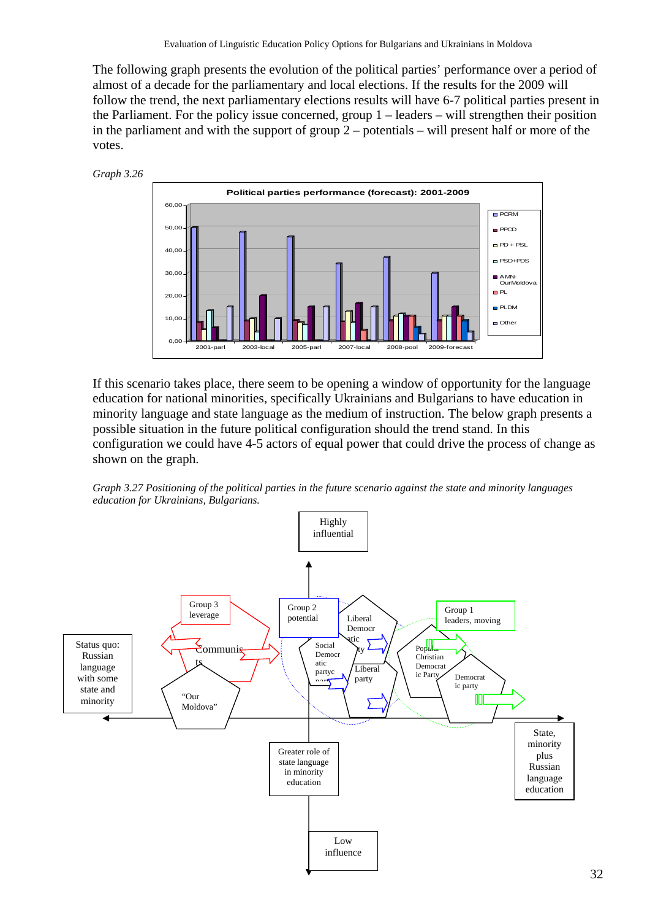The following graph presents the evolution of the political parties' performance over a period of almost of a decade for the parliamentary and local elections. If the results for the 2009 will follow the trend, the next parliamentary elections results will have 6-7 political parties present in the Parliament. For the policy issue concerned, group 1 – leaders – will strengthen their position in the parliament and with the support of group 2 – potentials – will present half or more of the votes.

*Graph 3.26*

Political parties performance (forecast): 2001-2009

If this scenario takes place, there seem to be opening a window of opportunity for the language education for national minorities, specifically Ukrainians and Bulgarians to have education in minority language and state language as the medium of instruction. The below graph presents a possible situation in the future political configuration should the trend stand. In this configuration we could have 4-5 actors of equal power that could drive the process of change as shown on the graph.

*Graph 3.27 Positioning of the political parties in the future scenario against the state and minority languages education for Ukrainians, Bulgarians.*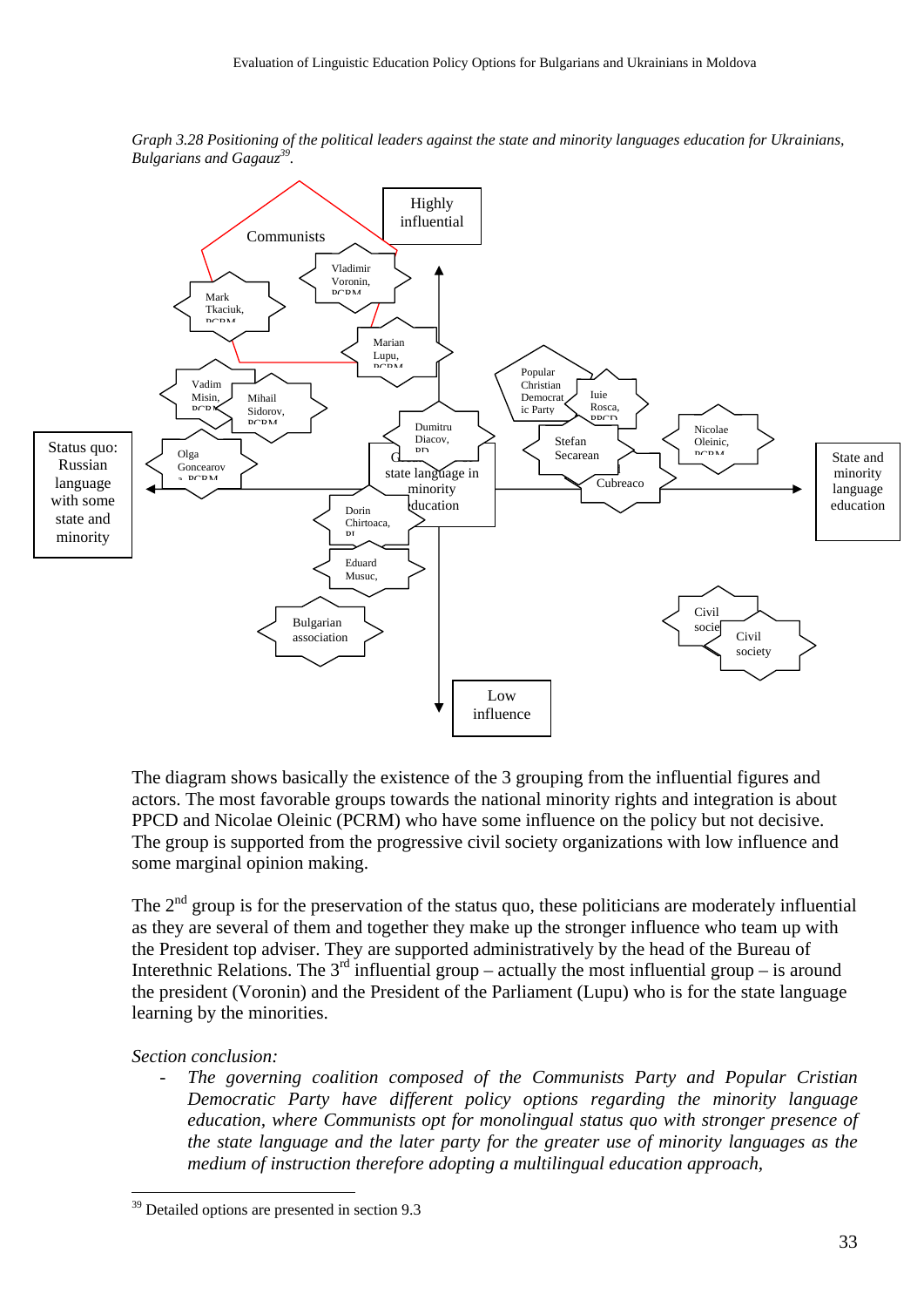*Graph 3.28 Positioning of the political leaders against the state and minority languages education for Ukrainians, Bulgarians and Gagauz[39].*

The diagram shows basically the existence of the 3 grouping from the influential figures and actors. The most favorable groups towards the national minority rights and integration is about PPCD and Nicolae Oleinic (PCRM) who have some influence on the policy but not decisive. The group is supported from the progressive civil society organizations with low influence and some marginal opinion making.

The 2nd group is for the preservation of the status quo, these politicians are moderately influential as they are several of them and together they make up the stronger influence who team up with the President top adviser. They are supported administratively by the head of the Bureau of Interethnic Relations. The 3rd influential group – actually the most influential group – is around the president (Voronin) and the President of the Parliament (Lupu) who is for the state language learning by the minorities.

*Section conclusion:*

- *The governing coalition composed of the Communists Party and Popular Cristian Democratic Party have different policy options regarding the minority language education, where Communists opt for monolingual status quo with stronger presence of the state language and the later party for the greater use of minority languages as the medium of instruction therefore adopting a multilingual education approach,*

---

[39] Detailed options are presented in section 9.3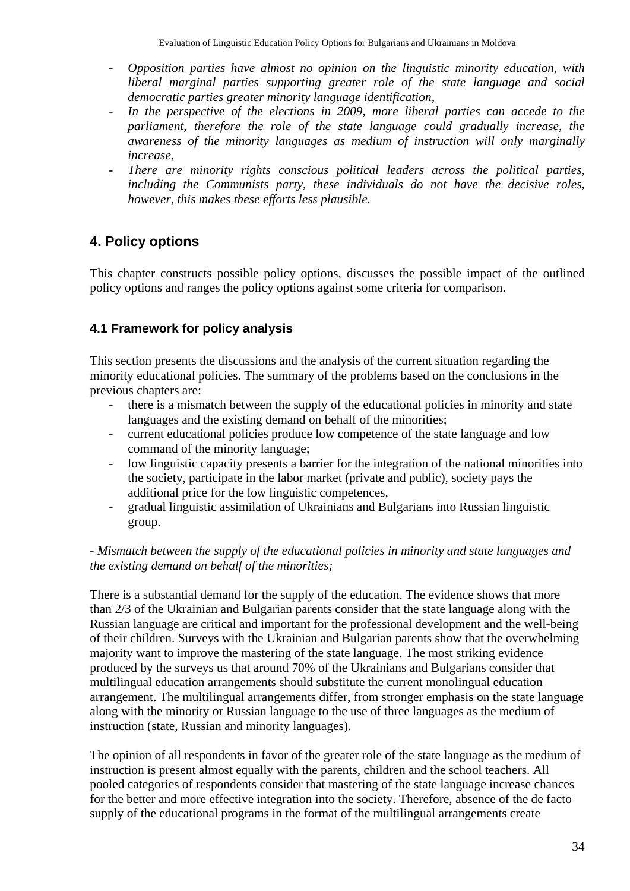- *Opposition parties have almost no opinion on the linguistic minority education, with liberal marginal parties supporting greater role of the state language and social democratic parties greater minority language identification,*
- *In the perspective of the elections in 2009, more liberal parties can accede to the parliament, therefore the role of the state language could gradually increase, the awareness of the minority languages as medium of instruction will only marginally increase,*
- *There are minority rights conscious political leaders across the political parties, including the Communists party, these individuals do not have the decisive roles, however, this makes these efforts less plausible.*

## 4. Policy options

This chapter constructs possible policy options, discusses the possible impact of the outlined policy options and ranges the policy options against some criteria for comparison.

### 4.1 Framework for policy analysis

This section presents the discussions and the analysis of the current situation regarding the minority educational policies. The summary of the problems based on the conclusions in the previous chapters are:

- there is a mismatch between the supply of the educational policies in minority and state languages and the existing demand on behalf of the minorities;
- current educational policies produce low competence of the state language and low command of the minority language;
- low linguistic capacity presents a barrier for the integration of the national minorities into the society, participate in the labor market (private and public), society pays the additional price for the low linguistic competences,
- gradual linguistic assimilation of Ukrainians and Bulgarians into Russian linguistic group.

*- Mismatch between the supply of the educational policies in minority and state languages and the existing demand on behalf of the minorities;*

There is a substantial demand for the supply of the education. The evidence shows that more than 2/3 of the Ukrainian and Bulgarian parents consider that the state language along with the Russian language are critical and important for the professional development and the well-being of their children. Surveys with the Ukrainian and Bulgarian parents show that the overwhelming majority want to improve the mastering of the state language. The most striking evidence produced by the surveys us that around 70% of the Ukrainians and Bulgarians consider that multilingual education arrangements should substitute the current monolingual education arrangement. The multilingual arrangements differ, from stronger emphasis on the state language along with the minority or Russian language to the use of three languages as the medium of instruction (state, Russian and minority languages).

The opinion of all respondents in favor of the greater role of the state language as the medium of instruction is present almost equally with the parents, children and the school teachers. All pooled categories of respondents consider that mastering of the state language increase chances for the better and more effective integration into the society. Therefore, absence of the de facto supply of the educational programs in the format of the multilingual arrangements create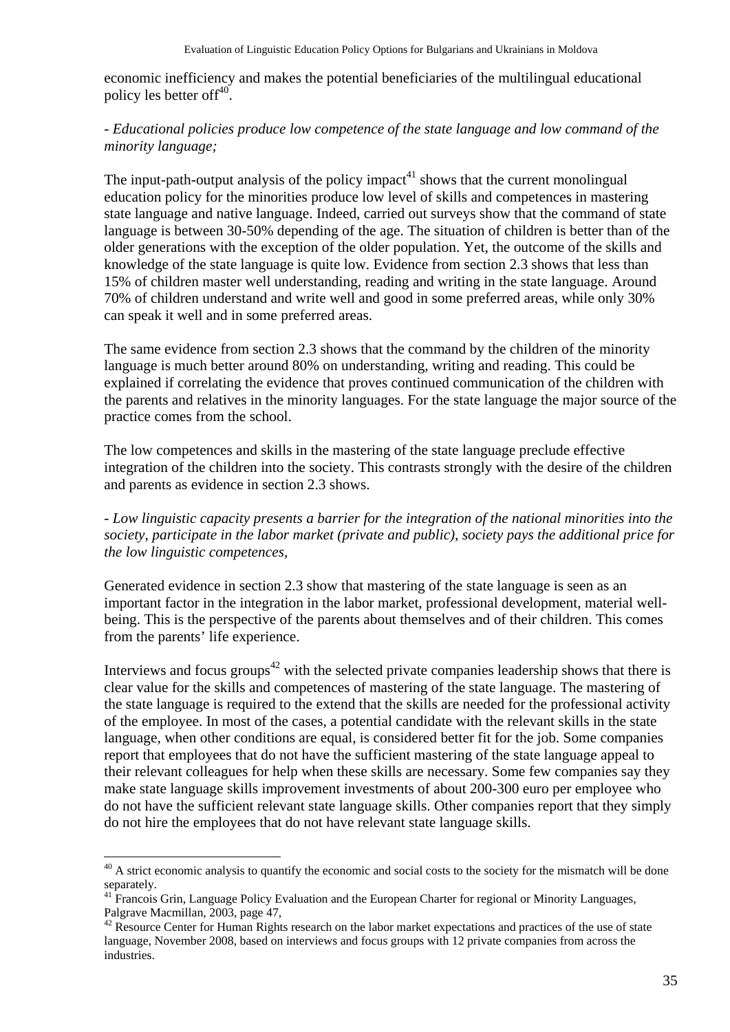economic inefficiency and makes the potential beneficiaries of the multilingual educational policy les better off[40].

*- Educational policies produce low competence of the state language and low command of the minority language;*

The input-path-output analysis of the policy impact[41] shows that the current monolingual education policy for the minorities produce low level of skills and competences in mastering state language and native language. Indeed, carried out surveys show that the command of state language is between 30-50% depending of the age. The situation of children is better than of the older generations with the exception of the older population. Yet, the outcome of the skills and knowledge of the state language is quite low. Evidence from section 2.3 shows that less than 15% of children master well understanding, reading and writing in the state language. Around 70% of children understand and write well and good in some preferred areas, while only 30% can speak it well and in some preferred areas.

The same evidence from section 2.3 shows that the command by the children of the minority language is much better around 80% on understanding, writing and reading. This could be explained if correlating the evidence that proves continued communication of the children with the parents and relatives in the minority languages. For the state language the major source of the practice comes from the school.

The low competences and skills in the mastering of the state language preclude effective integration of the children into the society. This contrasts strongly with the desire of the children and parents as evidence in section 2.3 shows.

*- Low linguistic capacity presents a barrier for the integration of the national minorities into the society, participate in the labor market (private and public), society pays the additional price for the low linguistic competences,*

Generated evidence in section 2.3 show that mastering of the state language is seen as an important factor in the integration in the labor market, professional development, material well-being. This is the perspective of the parents about themselves and of their children. This comes from the parents' life experience.

Interviews and focus groups[42] with the selected private companies leadership shows that there is clear value for the skills and competences of mastering of the state language. The mastering of the state language is required to the extend that the skills are needed for the professional activity of the employee. In most of the cases, a potential candidate with the relevant skills in the state language, when other conditions are equal, is considered better fit for the job. Some companies report that employees that do not have the sufficient mastering of the state language appeal to their relevant colleagues for help when these skills are necessary. Some few companies say they make state language skills improvement investments of about 200-300 euro per employee who do not have the sufficient relevant state language skills. Other companies report that they simply do not hire the employees that do not have relevant state language skills.

---

[40] A strict economic analysis to quantify the economic and social costs to the society for the mismatch will be done separately.

[41] Francois Grin, Language Policy Evaluation and the European Charter for regional or Minority Languages, Palgrave Macmillan, 2003, page 47,

[42] Resource Center for Human Rights research on the labor market expectations and practices of the use of state language, November 2008, based on interviews and focus groups with 12 private companies from across the industries.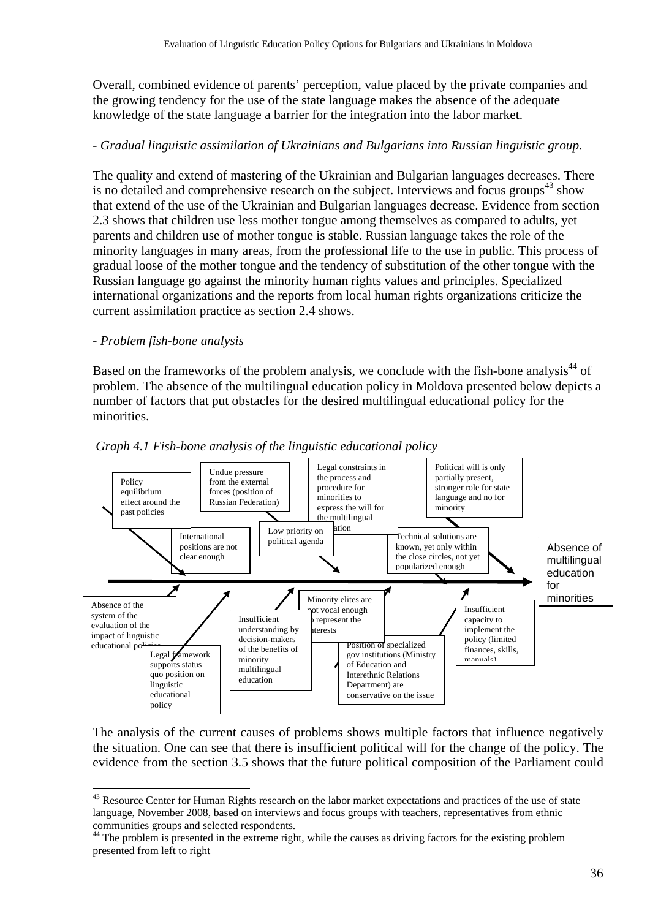Overall, combined evidence of parents' perception, value placed by the private companies and the growing tendency for the use of the state language makes the absence of the adequate knowledge of the state language a barrier for the integration into the labor market.

- *Gradual linguistic assimilation of Ukrainians and Bulgarians into Russian linguistic group.*

The quality and extend of mastering of the Ukrainian and Bulgarian languages decreases. There is no detailed and comprehensive research on the subject. Interviews and focus groups[43] show that extend of the use of the Ukrainian and Bulgarian languages decrease. Evidence from section 2.3 shows that children use less mother tongue among themselves as compared to adults, yet parents and children use of mother tongue is stable. Russian language takes the role of the minority languages in many areas, from the professional life to the use in public. This process of gradual loose of the mother tongue and the tendency of substitution of the other tongue with the Russian language go against the minority human rights values and principles. Specialized international organizations and the reports from local human rights organizations criticize the current assimilation practice as section 2.4 shows.

- *Problem fish-bone analysis*

Based on the frameworks of the problem analysis, we conclude with the fish-bone analysis[44] of problem. The absence of the multilingual education policy in Moldova presented below depicts a number of factors that put obstacles for the desired multilingual educational policy for the minorities.

*Graph 4.1 Fish-bone analysis of the linguistic educational policy*

Policy equilibrium effect around the past policies

Undue pressure from the external forces (position of Russian Federation)

Legal constraints in the process and procedure for minorities to express the will for the multilingual education

Political will is only partially present, stronger role for state language and no for minority

International positions are not clear enough

Low priority on political agenda

Technical solutions are known, yet only within the close circles, not yet popularized enough

Absence of multilingual education for minorities

Absence of the system of the evaluation of the impact of linguistic educational policies

Legal framework supports status quo position on linguistic educational policy

Insufficient understanding by decision-makers of the benefits of minority multilingual education

Minority elites are not vocal enough to represent the interests

Position of specialized gov institutions (Ministry of Education and Interethnic Relations Department) are conservative on the issue

Insufficient capacity to implement the policy (limited finances, skills, manuals)

The analysis of the current causes of problems shows multiple factors that influence negatively the situation. One can see that there is insufficient political will for the change of the policy. The evidence from the section 3.5 shows that the future political composition of the Parliament could

---

[43] Resource Center for Human Rights research on the labor market expectations and practices of the use of state language, November 2008, based on interviews and focus groups with teachers, representatives from ethnic communities groups and selected respondents.

[44] The problem is presented in the extreme right, while the causes as driving factors for the existing problem presented from left to right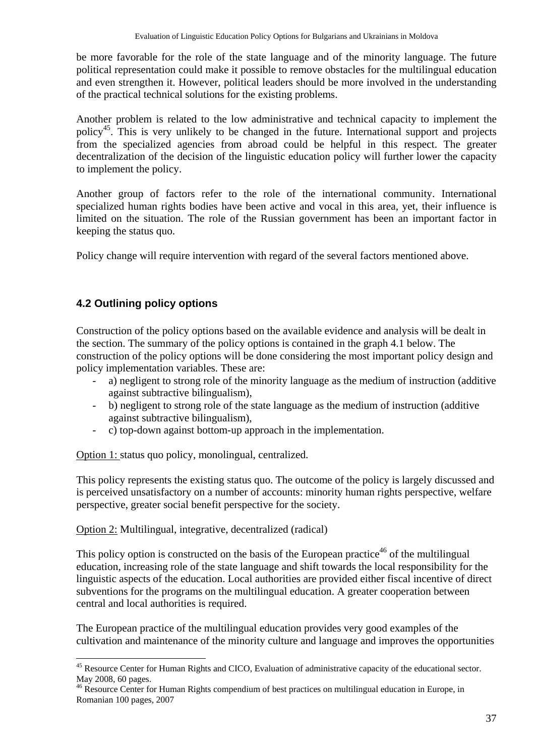be more favorable for the role of the state language and of the minority language. The future political representation could make it possible to remove obstacles for the multilingual education and even strengthen it. However, political leaders should be more involved in the understanding of the practical technical solutions for the existing problems.

Another problem is related to the low administrative and technical capacity to implement the policy[45]. This is very unlikely to be changed in the future. International support and projects from the specialized agencies from abroad could be helpful in this respect. The greater decentralization of the decision of the linguistic education policy will further lower the capacity to implement the policy.

Another group of factors refer to the role of the international community. International specialized human rights bodies have been active and vocal in this area, yet, their influence is limited on the situation. The role of the Russian government has been an important factor in keeping the status quo.

Policy change will require intervention with regard of the several factors mentioned above.

### 4.2 Outlining policy options

Construction of the policy options based on the available evidence and analysis will be dealt in the section. The summary of the policy options is contained in the graph 4.1 below. The construction of the policy options will be done considering the most important policy design and policy implementation variables. These are:

- a) negligent to strong role of the minority language as the medium of instruction (additive against subtractive bilingualism),
- b) negligent to strong role of the state language as the medium of instruction (additive against subtractive bilingualism),
- c) top-down against bottom-up approach in the implementation.

<u>Option 1:</u> status quo policy, monolingual, centralized.

This policy represents the existing status quo. The outcome of the policy is largely discussed and is perceived unsatisfactory on a number of accounts: minority human rights perspective, welfare perspective, greater social benefit perspective for the society.

<u>Option 2:</u> Multilingual, integrative, decentralized (radical)

This policy option is constructed on the basis of the European practice[46] of the multilingual education, increasing role of the state language and shift towards the local responsibility for the linguistic aspects of the education. Local authorities are provided either fiscal incentive of direct subventions for the programs on the multilingual education. A greater cooperation between central and local authorities is required.

The European practice of the multilingual education provides very good examples of the cultivation and maintenance of the minority culture and language and improves the opportunities

---

[45] Resource Center for Human Rights and CICO, Evaluation of administrative capacity of the educational sector. May 2008, 60 pages.

[46] Resource Center for Human Rights compendium of best practices on multilingual education in Europe, in Romanian 100 pages, 2007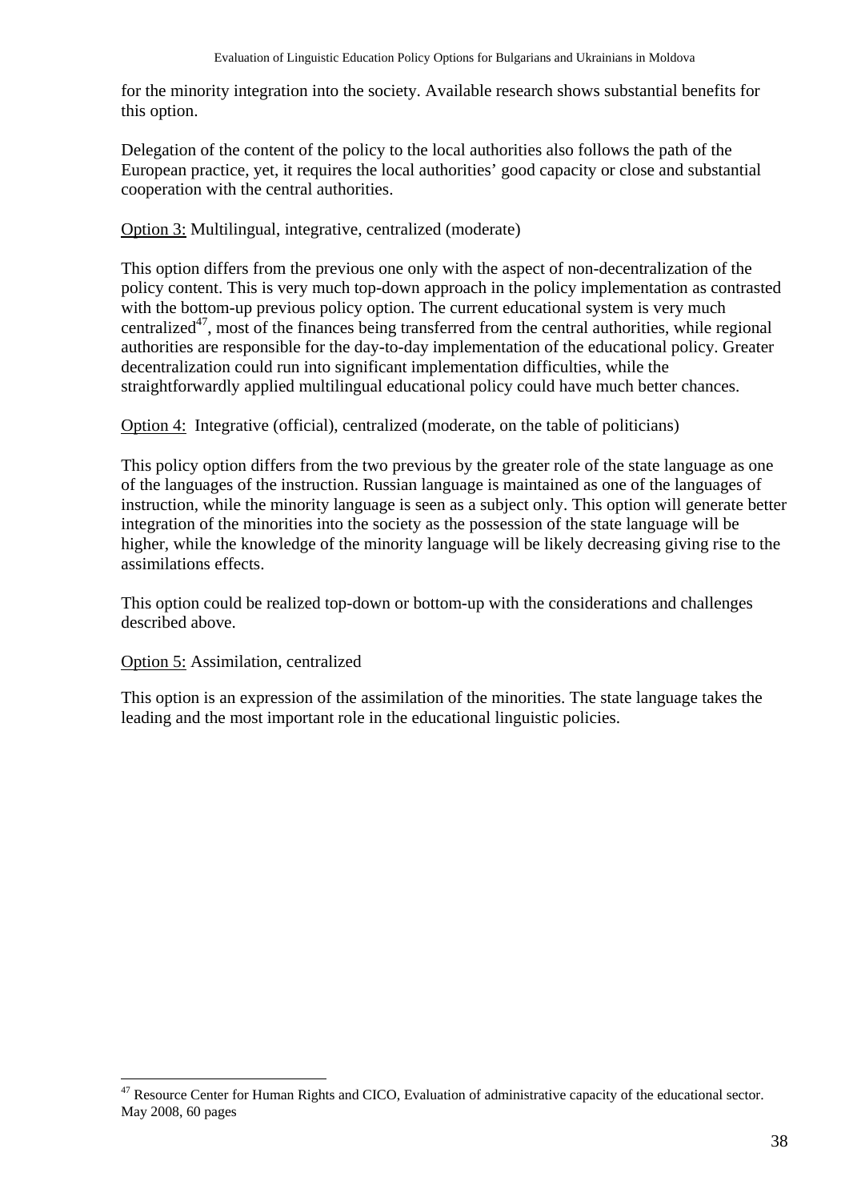for the minority integration into the society. Available research shows substantial benefits for this option.

Delegation of the content of the policy to the local authorities also follows the path of the European practice, yet, it requires the local authorities' good capacity or close and substantial cooperation with the central authorities.

Option 3: Multilingual, integrative, centralized (moderate)

This option differs from the previous one only with the aspect of non-decentralization of the policy content. This is very much top-down approach in the policy implementation as contrasted with the bottom-up previous policy option. The current educational system is very much centralized[47], most of the finances being transferred from the central authorities, while regional authorities are responsible for the day-to-day implementation of the educational policy. Greater decentralization could run into significant implementation difficulties, while the straightforwardly applied multilingual educational policy could have much better chances.

Option 4: Integrative (official), centralized (moderate, on the table of politicians)

This policy option differs from the two previous by the greater role of the state language as one of the languages of the instruction. Russian language is maintained as one of the languages of instruction, while the minority language is seen as a subject only. This option will generate better integration of the minorities into the society as the possession of the state language will be higher, while the knowledge of the minority language will be likely decreasing giving rise to the assimilations effects.

This option could be realized top-down or bottom-up with the considerations and challenges described above.

Option 5: Assimilation, centralized

This option is an expression of the assimilation of the minorities. The state language takes the leading and the most important role in the educational linguistic policies.

[47] Resource Center for Human Rights and CICO, Evaluation of administrative capacity of the educational sector. May 2008, 60 pages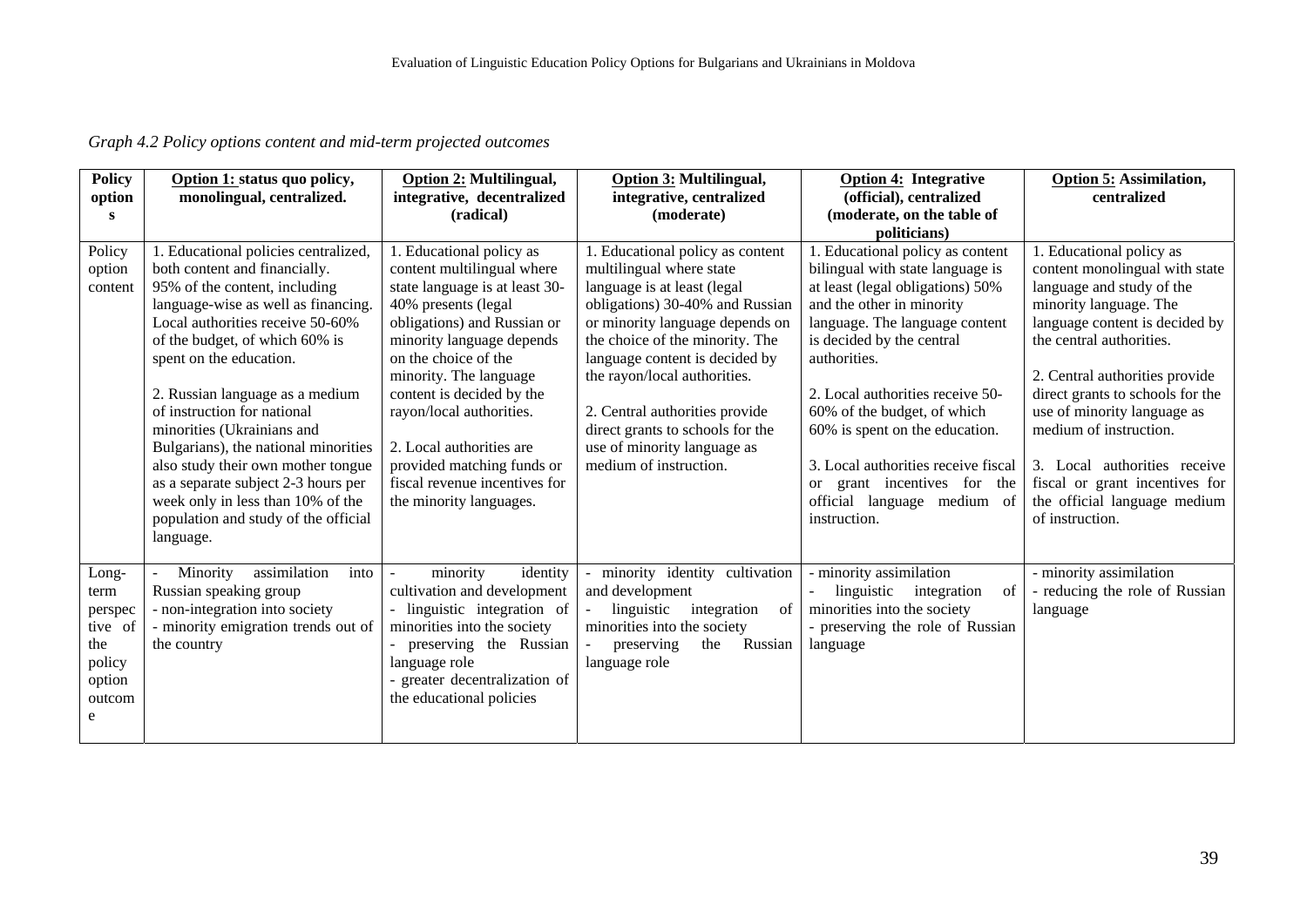*Graph 4.2 Policy options content and mid-term projected outcomes*

| Policy options | Option 1: status quo policy, monolingual, centralized. | Option 2: Multilingual, integrative, decentralized (radical) | Option 3: Multilingual, integrative, centralized (moderate) | Option 4: Integrative (official), centralized (moderate, on the table of politicians) | Option 5: Assimilation, centralized |
|---|---|---|---|---|---|
| Policy option content | 1. Educational policies centralized, both content and financially. 95% of the content, including language-wise as well as financing. Local authorities receive 50-60% of the budget, of which 60% is spent on the education.<br><br>2. Russian language as a medium of instruction for national minorities (Ukrainians and Bulgarians), the national minorities also study their own mother tongue as a separate subject 2-3 hours per week only in less than 10% of the population and study of the official language. | 1. Educational policy as content multilingual where state language is at least 30-40% presents (legal obligations) and Russian or minority language depends on the choice of the minority. The language content is decided by the rayon/local authorities.<br><br>2. Local authorities are provided matching funds or fiscal revenue incentives for the minority languages. | 1. Educational policy as content multilingual where state language is at least (legal obligations) 30-40% and Russian or minority language depends on the choice of the minority. The language content is decided by the rayon/local authorities.<br><br>2. Central authorities provide direct grants to schools for the use of minority language as medium of instruction. | 1. Educational policy as content bilingual with state language is at least (legal obligations) 50% and the other in minority language. The language content is decided by the central authorities.<br><br>2. Local authorities receive 50-60% of the budget, of which 60% is spent on the education.<br><br>3. Local authorities receive fiscal or grant incentives for the official language medium of instruction. | 1. Educational policy as content monolingual with state language and study of the minority language. The language content is decided by the central authorities.<br><br>2. Central authorities provide direct grants to schools for the use of minority language as medium of instruction.<br><br>3. Local authorities receive fiscal or grant incentives for the official language medium of instruction. |
| Long-term perspective of the policy option outcome | - Minority assimilation into Russian speaking group<br>- non-integration into society<br>- minority emigration trends out of the country | - minority identity cultivation and development<br>- linguistic integration of minorities into the society<br>- preserving the Russian language role<br>- greater decentralization of the educational policies | - minority identity cultivation and development<br>- linguistic integration of minorities into the society<br>- preserving the Russian language role | - minority assimilation<br>- linguistic integration of minorities into the society<br>- preserving the role of Russian language | - minority assimilation<br>- reducing the role of Russian language |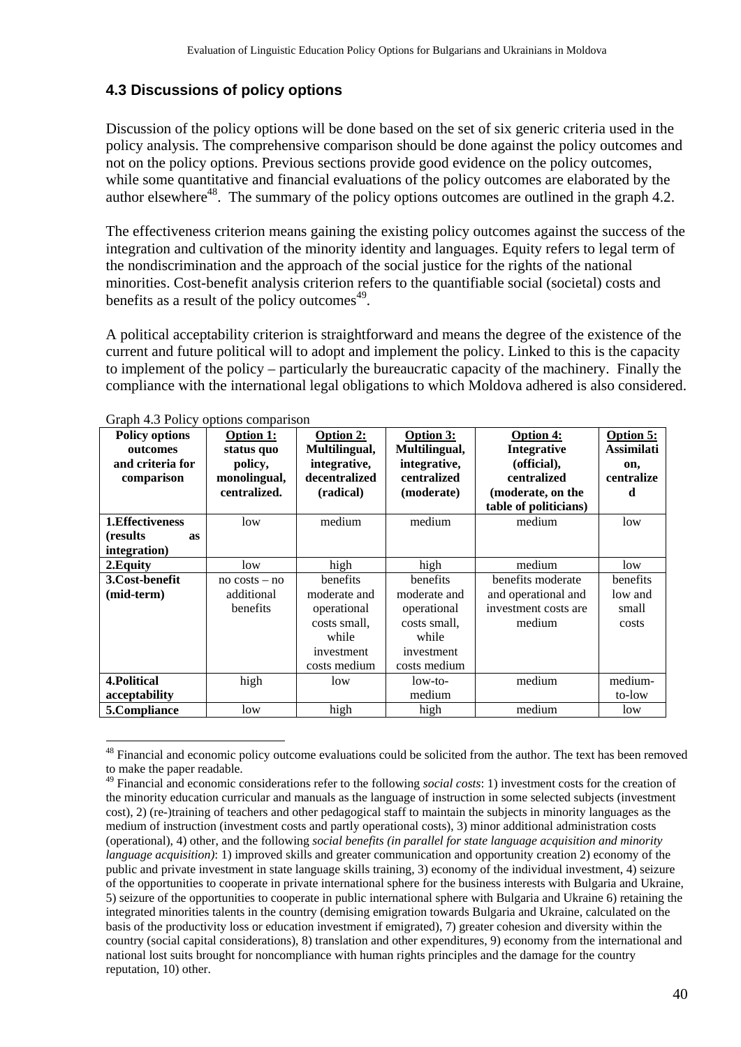### 4.3 Discussions of policy options

Discussion of the policy options will be done based on the set of six generic criteria used in the policy analysis. The comprehensive comparison should be done against the policy outcomes and not on the policy options. Previous sections provide good evidence on the policy outcomes, while some quantitative and financial evaluations of the policy outcomes are elaborated by the author elsewhere[48]. The summary of the policy options outcomes are outlined in the graph 4.2.

The effectiveness criterion means gaining the existing policy outcomes against the success of the integration and cultivation of the minority identity and languages. Equity refers to legal term of the nondiscrimination and the approach of the social justice for the rights of the national minorities. Cost-benefit analysis criterion refers to the quantifiable social (societal) costs and benefits as a result of the policy outcomes[49].

A political acceptability criterion is straightforward and means the degree of the existence of the current and future political will to adopt and implement the policy. Linked to this is the capacity to implement of the policy – particularly the bureaucratic capacity of the machinery. Finally the compliance with the international legal obligations to which Moldova adhered is also considered.

Graph 4.3 Policy options comparison

| Policy options outcomes and criteria for comparison | Option 1: status quo policy, monolingual, centralized. | Option 2: Multilingual, integrative, decentralized (radical) | Option 3: Multilingual, integrative, centralized (moderate) | Option 4: Integrative (official), centralized (moderate, on the table of politicians) | Option 5: Assimilation, centralized |
|---|---|---|---|---|---|
| **1.Effectiveness (results as integration)** | low | medium | medium | medium | low |
| **2.Equity** | low | high | high | medium | low |
| **3.Cost-benefit (mid-term)** | no costs – no additional benefits | benefits moderate and operational costs small, while investment costs medium | benefits moderate and operational costs small, while investment costs medium | benefits moderate and operational and investment costs are medium | benefits low and small costs |
| **4.Political acceptability** | high | low | low-to-medium | medium | medium-to-low |
| **5.Compliance** | low | high | high | medium | low |

[48] Financial and economic policy outcome evaluations could be solicited from the author. The text has been removed to make the paper readable.

[49] Financial and economic considerations refer to the following *social costs*: 1) investment costs for the creation of the minority education curricular and manuals as the language of instruction in some selected subjects (investment cost), 2) (re-)training of teachers and other pedagogical staff to maintain the subjects in minority languages as the medium of instruction (investment costs and partly operational costs), 3) minor additional administration costs (operational), 4) other, and the following *social benefits (in parallel for state language acquisition and minority language acquisition)*: 1) improved skills and greater communication and opportunity creation 2) economy of the public and private investment in state language skills training, 3) economy of the individual investment, 4) seizure of the opportunities to cooperate in private international sphere for the business interests with Bulgaria and Ukraine, 5) seizure of the opportunities to cooperate in public international sphere with Bulgaria and Ukraine 6) retaining the integrated minorities talents in the country (demising emigration towards Bulgaria and Ukraine, calculated on the basis of the productivity loss or education investment if emigrated), 7) greater cohesion and diversity within the country (social capital considerations), 8) translation and other expenditures, 9) economy from the international and national lost suits brought for noncompliance with human rights principles and the damage for the country reputation, 10) other.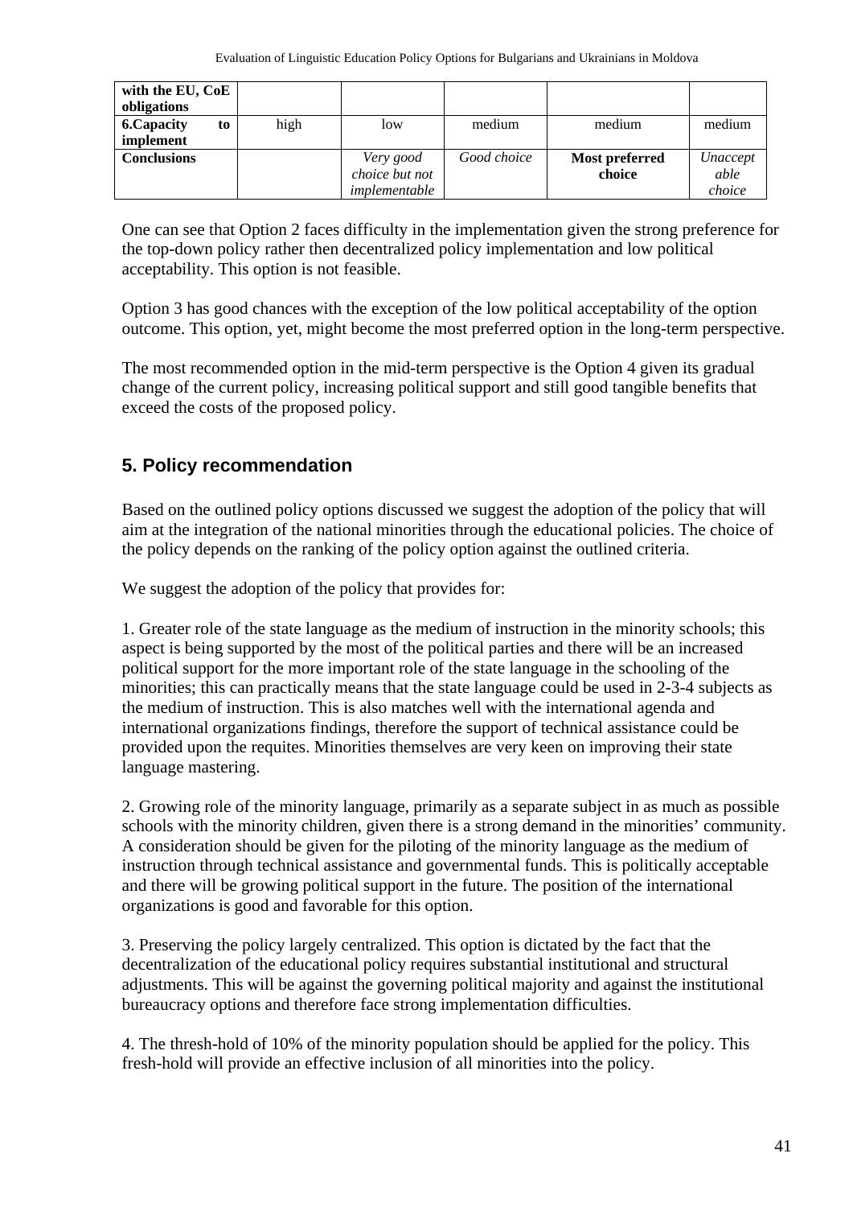| with the EU, CoE obligations | | | | | |
|---|---|---|---|---|---|
| **6.Capacity to implement** | high | low | medium | medium | medium |
| **Conclusions** | | *Very good choice but not implementable* | *Good choice* | **Most preferred choice** | *Unaccept able choice* |

One can see that Option 2 faces difficulty in the implementation given the strong preference for the top-down policy rather then decentralized policy implementation and low political acceptability. This option is not feasible.

Option 3 has good chances with the exception of the low political acceptability of the option outcome. This option, yet, might become the most preferred option in the long-term perspective.

The most recommended option in the mid-term perspective is the Option 4 given its gradual change of the current policy, increasing political support and still good tangible benefits that exceed the costs of the proposed policy.

## 5. Policy recommendation

Based on the outlined policy options discussed we suggest the adoption of the policy that will aim at the integration of the national minorities through the educational policies. The choice of the policy depends on the ranking of the policy option against the outlined criteria.

We suggest the adoption of the policy that provides for:

1. Greater role of the state language as the medium of instruction in the minority schools; this aspect is being supported by the most of the political parties and there will be an increased political support for the more important role of the state language in the schooling of the minorities; this can practically means that the state language could be used in 2-3-4 subjects as the medium of instruction. This is also matches well with the international agenda and international organizations findings, therefore the support of technical assistance could be provided upon the requites. Minorities themselves are very keen on improving their state language mastering.

2. Growing role of the minority language, primarily as a separate subject in as much as possible schools with the minority children, given there is a strong demand in the minorities' community. A consideration should be given for the piloting of the minority language as the medium of instruction through technical assistance and governmental funds. This is politically acceptable and there will be growing political support in the future. The position of the international organizations is good and favorable for this option.

3. Preserving the policy largely centralized. This option is dictated by the fact that the decentralization of the educational policy requires substantial institutional and structural adjustments. This will be against the governing political majority and against the institutional bureaucracy options and therefore face strong implementation difficulties.

4. The thresh-hold of 10% of the minority population should be applied for the policy. This fresh-hold will provide an effective inclusion of all minorities into the policy.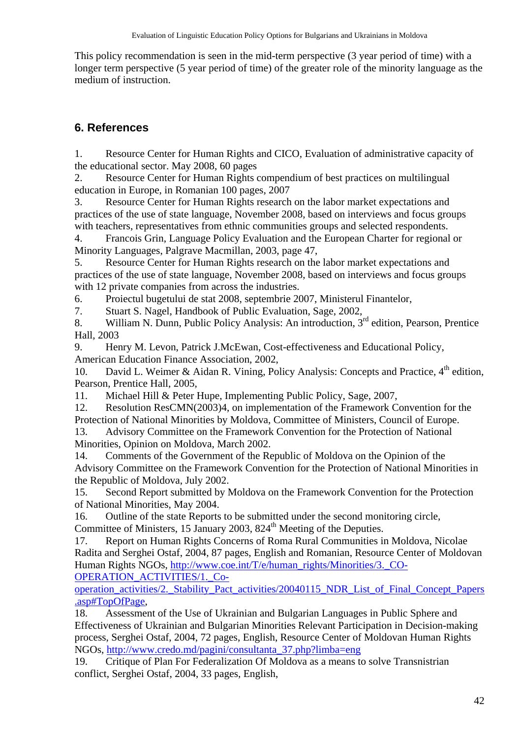This policy recommendation is seen in the mid-term perspective (3 year period of time) with a longer term perspective (5 year period of time) of the greater role of the minority language as the medium of instruction.

## 6. References

1. Resource Center for Human Rights and CICO, Evaluation of administrative capacity of the educational sector. May 2008, 60 pages
2. Resource Center for Human Rights compendium of best practices on multilingual education in Europe, in Romanian 100 pages, 2007
3. Resource Center for Human Rights research on the labor market expectations and practices of the use of state language, November 2008, based on interviews and focus groups with teachers, representatives from ethnic communities groups and selected respondents.
4. Francois Grin, Language Policy Evaluation and the European Charter for regional or Minority Languages, Palgrave Macmillan, 2003, page 47,
5. Resource Center for Human Rights research on the labor market expectations and practices of the use of state language, November 2008, based on interviews and focus groups with 12 private companies from across the industries.
6. Proiectul bugetului de stat 2008, septembrie 2007, Ministerul Finantelor,
7. Stuart S. Nagel, Handbook of Public Evaluation, Sage, 2002,
8. William N. Dunn, Public Policy Analysis: An introduction, 3rd edition, Pearson, Prentice Hall, 2003
9. Henry M. Levon, Patrick J.McEwan, Cost-effectiveness and Educational Policy, American Education Finance Association, 2002,
10. David L. Weimer & Aidan R. Vining, Policy Analysis: Concepts and Practice, 4th edition, Pearson, Prentice Hall, 2005,
11. Michael Hill & Peter Hupe, Implementing Public Policy, Sage, 2007,
12. Resolution ResCMN(2003)4, on implementation of the Framework Convention for the Protection of National Minorities by Moldova, Committee of Ministers, Council of Europe.
13. Advisory Committee on the Framework Convention for the Protection of National Minorities, Opinion on Moldova, March 2002.
14. Comments of the Government of the Republic of Moldova on the Opinion of the Advisory Committee on the Framework Convention for the Protection of National Minorities in the Republic of Moldova, July 2002.
15. Second Report submitted by Moldova on the Framework Convention for the Protection of National Minorities, May 2004.
16. Outline of the state Reports to be submitted under the second monitoring circle, Committee of Ministers, 15 January 2003, 824th Meeting of the Deputies.
17. Report on Human Rights Concerns of Roma Rural Communities in Moldova, Nicolae Radita and Serghei Ostaf, 2004, 87 pages, English and Romanian, Resource Center of Moldovan Human Rights NGOs, http://www.coe.int/T/e/human_rights/Minorities/3._CO-OPERATION_ACTIVITIES/1._Co-operation_activities/2._Stability_Pact_activities/20040115_NDR_List_of_Final_Concept_Papers.asp#TopOfPage,
18. Assessment of the Use of Ukrainian and Bulgarian Languages in Public Sphere and Effectiveness of Ukrainian and Bulgarian Minorities Relevant Participation in Decision-making process, Serghei Ostaf, 2004, 72 pages, English, Resource Center of Moldovan Human Rights NGOs, http://www.credo.md/pagini/consultanta_37.php?limba=eng
19. Critique of Plan For Federalization Of Moldova as a means to solve Transnistrian conflict, Serghei Ostaf, 2004, 33 pages, English,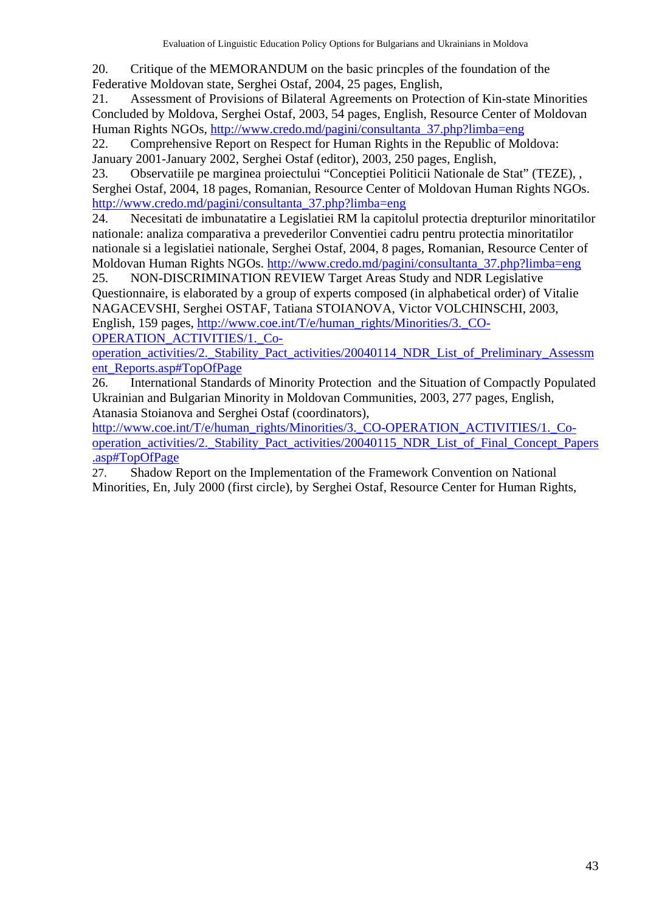20. Critique of the MEMORANDUM on the basic princples of the foundation of the Federative Moldovan state, Serghei Ostaf, 2004, 25 pages, English,

21. Assessment of Provisions of Bilateral Agreements on Protection of Kin-state Minorities Concluded by Moldova, Serghei Ostaf, 2003, 54 pages, English, Resource Center of Moldovan Human Rights NGOs, http://www.credo.md/pagini/consultanta_37.php?limba=eng

22. Comprehensive Report on Respect for Human Rights in the Republic of Moldova: January 2001-January 2002, Serghei Ostaf (editor), 2003, 250 pages, English,

23. Observatiile pe marginea proiectului "Conceptiei Politicii Nationale de Stat" (TEZE), , Serghei Ostaf, 2004, 18 pages, Romanian, Resource Center of Moldovan Human Rights NGOs. http://www.credo.md/pagini/consultanta_37.php?limba=eng

24. Necesitati de imbunatatire a Legislatiei RM la capitolul protectia drepturilor minoritatilor nationale: analiza comparativa a prevederilor Conventiei cadru pentru protectia minoritatilor nationale si a legislatiei nationale, Serghei Ostaf, 2004, 8 pages, Romanian, Resource Center of Moldovan Human Rights NGOs. http://www.credo.md/pagini/consultanta_37.php?limba=eng

25. NON-DISCRIMINATION REVIEW Target Areas Study and NDR Legislative Questionnaire, is elaborated by a group of experts composed (in alphabetical order) of Vitalie NAGACEVSHI, Serghei OSTAF, Tatiana STOIANOVA, Victor VOLCHINSCHI, 2003, English, 159 pages, http://www.coe.int/T/e/human_rights/Minorities/3._CO-OPERATION_ACTIVITIES/1._Co-operation_activities/2._Stability_Pact_activities/20040114_NDR_List_of_Preliminary_Assessment_Reports.asp#TopOfPage

26. International Standards of Minority Protection and the Situation of Compactly Populated Ukrainian and Bulgarian Minority in Moldovan Communities, 2003, 277 pages, English, Atanasia Stoianova and Serghei Ostaf (coordinators), http://www.coe.int/T/e/human_rights/Minorities/3._CO-OPERATION_ACTIVITIES/1._Co-operation_activities/2._Stability_Pact_activities/20040115_NDR_List_of_Final_Concept_Papers.asp#TopOfPage

27. Shadow Report on the Implementation of the Framework Convention on National Minorities, En, July 2000 (first circle), by Serghei Ostaf, Resource Center for Human Rights,